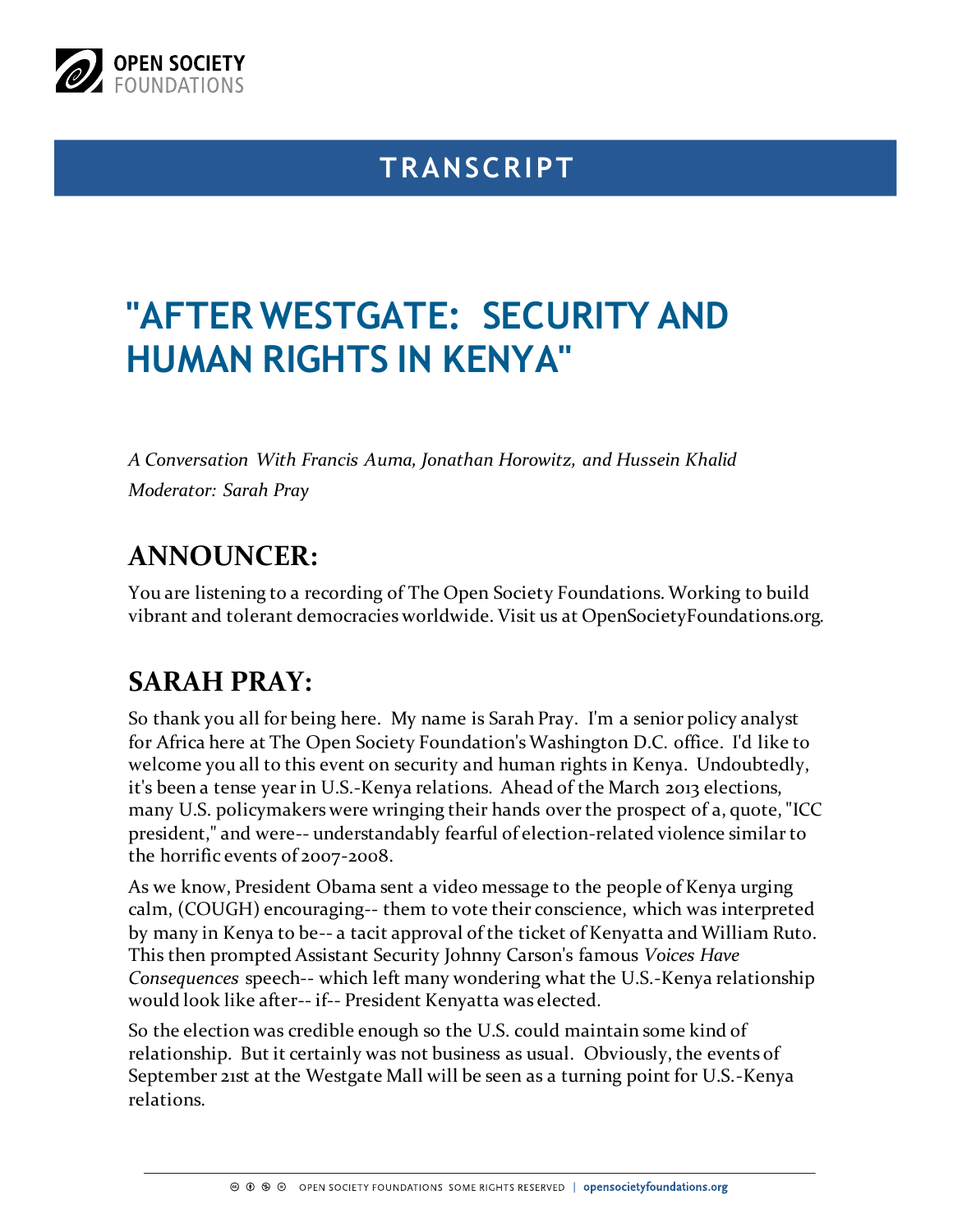# TRANSCRIPT

# "AFTER WESTGATE: SECURITY AND HUMAN RIGHTS IN KENYA"

*A Conversation With Francis Auma, Jonathan Horowitz, and Hussein Khalid*
*Moderator: Sarah Pray*

## ANNOUNCER:

You are listening to a recording of The Open Society Foundations. Working to build vibrant and tolerant democracies worldwide. Visit us at OpenSocietyFoundations.org.

## SARAH PRAY:

So thank you all for being here. My name is Sarah Pray. I'm a senior policy analyst for Africa here at The Open Society Foundation's Washington D.C. office. I'd like to welcome you all to this event on security and human rights in Kenya. Undoubtedly, it's been a tense year in U.S.-Kenya relations. Ahead of the March 2013 elections, many U.S. policymakers were wringing their hands over the prospect of a, quote, "ICC president," and were-- understandably fearful of election-related violence similar to the horrific events of 2007-2008.

As we know, President Obama sent a video message to the people of Kenya urging calm, (COUGH) encouraging-- them to vote their conscience, which was interpreted by many in Kenya to be-- a tacit approval of the ticket of Kenyatta and William Ruto. This then prompted Assistant Security Johnny Carson's famous *Voices Have Consequences* speech-- which left many wondering what the U.S.-Kenya relationship would look like after-- if-- President Kenyatta was elected.

So the election was credible enough so the U.S. could maintain some kind of relationship. But it certainly was not business as usual. Obviously, the events of September 21st at the Westgate Mall will be seen as a turning point for U.S.-Kenya relations.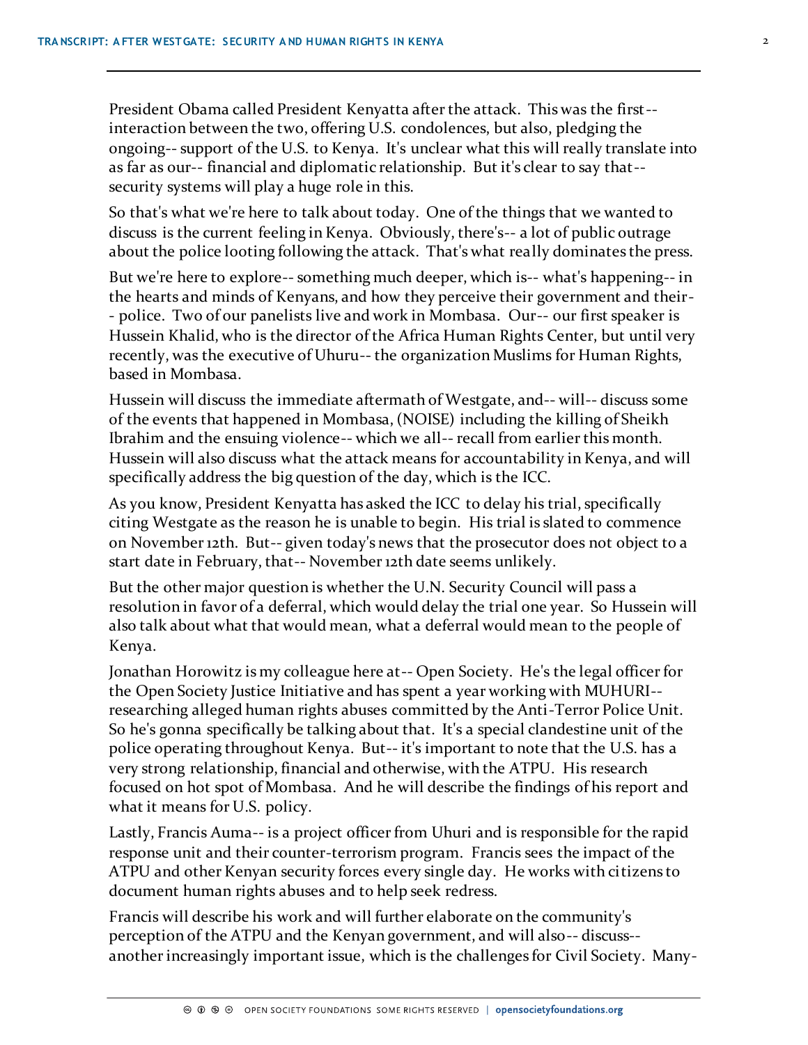President Obama called President Kenyatta after the attack. This was the first-- interaction between the two, offering U.S. condolences, but also, pledging the ongoing-- support of the U.S. to Kenya. It's unclear what this will really translate into as far as our-- financial and diplomatic relationship. But it's clear to say that-- security systems will play a huge role in this.

So that's what we're here to talk about today. One of the things that we wanted to discuss is the current feeling in Kenya. Obviously, there's-- a lot of public outrage about the police looting following the attack. That's what really dominates the press.

But we're here to explore-- something much deeper, which is-- what's happening-- in the hearts and minds of Kenyans, and how they perceive their government and their-- police. Two of our panelists live and work in Mombasa. Our-- our first speaker is Hussein Khalid, who is the director of the Africa Human Rights Center, but until very recently, was the executive of Uhuru-- the organization Muslims for Human Rights, based in Mombasa.

Hussein will discuss the immediate aftermath of Westgate, and-- will-- discuss some of the events that happened in Mombasa, (NOISE) including the killing of Sheikh Ibrahim and the ensuing violence-- which we all-- recall from earlier this month. Hussein will also discuss what the attack means for accountability in Kenya, and will specifically address the big question of the day, which is the ICC.

As you know, President Kenyatta has asked the ICC to delay his trial, specifically citing Westgate as the reason he is unable to begin. His trial is slated to commence on November 12th. But-- given today's news that the prosecutor does not object to a start date in February, that-- November 12th date seems unlikely.

But the other major question is whether the U.N. Security Council will pass a resolution in favor of a deferral, which would delay the trial one year. So Hussein will also talk about what that would mean, what a deferral would mean to the people of Kenya.

Jonathan Horowitz is my colleague here at-- Open Society. He's the legal officer for the Open Society Justice Initiative and has spent a year working with MUHURI-- researching alleged human rights abuses committed by the Anti-Terror Police Unit. So he's gonna specifically be talking about that. It's a special clandestine unit of the police operating throughout Kenya. But-- it's important to note that the U.S. has a very strong relationship, financial and otherwise, with the ATPU. His research focused on hot spot of Mombasa. And he will describe the findings of his report and what it means for U.S. policy.

Lastly, Francis Auma-- is a project officer from Uhuri and is responsible for the rapid response unit and their counter-terrorism program. Francis sees the impact of the ATPU and other Kenyan security forces every single day. He works with citizens to document human rights abuses and to help seek redress.

Francis will describe his work and will further elaborate on the community's perception of the ATPU and the Kenyan government, and will also-- discuss-- another increasingly important issue, which is the challenges for Civil Society. Many-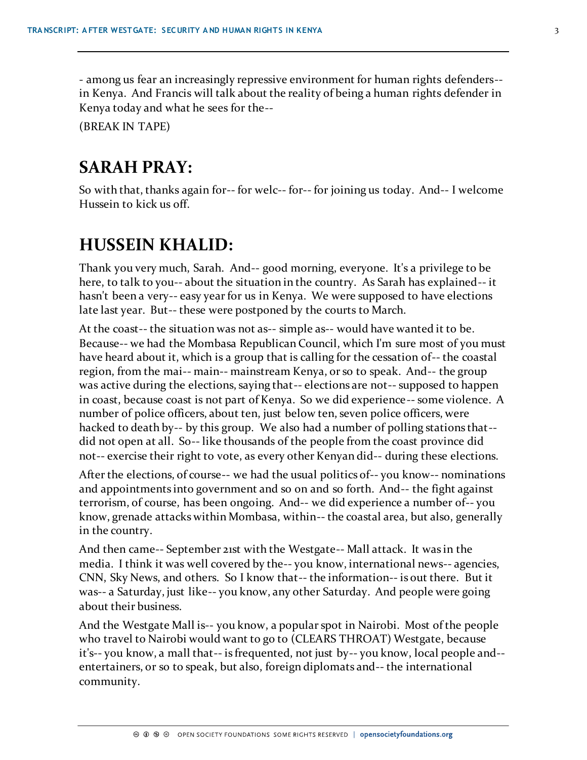- among us fear an increasingly repressive environment for human rights defenders-- in Kenya. And Francis will talk about the reality of being a human rights defender in Kenya today and what he sees for the--

(BREAK IN TAPE)

## SARAH PRAY:

So with that, thanks again for-- for welc-- for-- for joining us today. And-- I welcome Hussein to kick us off.

## HUSSEIN KHALID:

Thank you very much, Sarah. And-- good morning, everyone. It's a privilege to be here, to talk to you-- about the situation in the country. As Sarah has explained-- it hasn't been a very-- easy year for us in Kenya. We were supposed to have elections late last year. But-- these were postponed by the courts to March.

At the coast-- the situation was not as-- simple as-- would have wanted it to be. Because-- we had the Mombasa Republican Council, which I'm sure most of you must have heard about it, which is a group that is calling for the cessation of-- the coastal region, from the mai-- main-- mainstream Kenya, or so to speak. And-- the group was active during the elections, saying that-- elections are not-- supposed to happen in coast, because coast is not part of Kenya. So we did experience-- some violence. A number of police officers, about ten, just below ten, seven police officers, were hacked to death by-- by this group. We also had a number of polling stations that-- did not open at all. So-- like thousands of the people from the coast province did not-- exercise their right to vote, as every other Kenyan did-- during these elections.

After the elections, of course-- we had the usual politics of-- you know-- nominations and appointments into government and so on and so forth. And-- the fight against terrorism, of course, has been ongoing. And-- we did experience a number of-- you know, grenade attacks within Mombasa, within-- the coastal area, but also, generally in the country.

And then came-- September 21st with the Westgate-- Mall attack. It was in the media. I think it was well covered by the-- you know, international news-- agencies, CNN, Sky News, and others. So I know that-- the information-- is out there. But it was-- a Saturday, just like-- you know, any other Saturday. And people were going about their business.

And the Westgate Mall is-- you know, a popular spot in Nairobi. Most of the people who travel to Nairobi would want to go to (CLEARS THROAT) Westgate, because it's-- you know, a mall that-- is frequented, not just by-- you know, local people and-- entertainers, or so to speak, but also, foreign diplomats and-- the international community.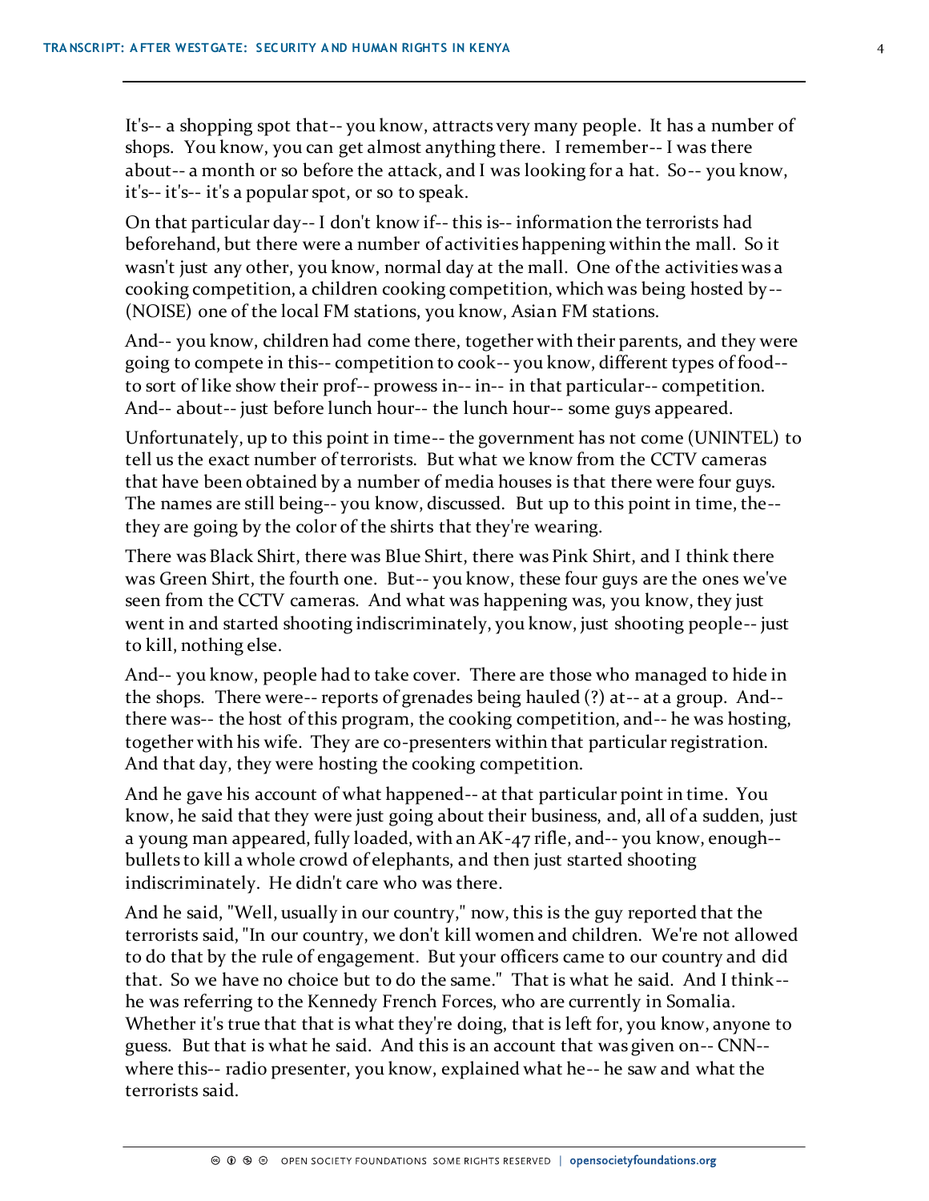It's-- a shopping spot that-- you know, attracts very many people. It has a number of shops. You know, you can get almost anything there. I remember-- I was there about-- a month or so before the attack, and I was looking for a hat. So-- you know, it's-- it's-- it's a popular spot, or so to speak.

On that particular day-- I don't know if-- this is-- information the terrorists had beforehand, but there were a number of activities happening within the mall. So it wasn't just any other, you know, normal day at the mall. One of the activities was a cooking competition, a children cooking competition, which was being hosted by-- (NOISE) one of the local FM stations, you know, Asian FM stations.

And-- you know, children had come there, together with their parents, and they were going to compete in this-- competition to cook-- you know, different types of food-- to sort of like show their prof-- prowess in-- in-- in that particular-- competition. And-- about-- just before lunch hour-- the lunch hour-- some guys appeared.

Unfortunately, up to this point in time-- the government has not come (UNINTEL) to tell us the exact number of terrorists. But what we know from the CCTV cameras that have been obtained by a number of media houses is that there were four guys. The names are still being-- you know, discussed. But up to this point in time, the-- they are going by the color of the shirts that they're wearing.

There was Black Shirt, there was Blue Shirt, there was Pink Shirt, and I think there was Green Shirt, the fourth one. But-- you know, these four guys are the ones we've seen from the CCTV cameras. And what was happening was, you know, they just went in and started shooting indiscriminately, you know, just shooting people-- just to kill, nothing else.

And-- you know, people had to take cover. There are those who managed to hide in the shops. There were-- reports of grenades being hauled (?) at-- at a group. And-- there was-- the host of this program, the cooking competition, and-- he was hosting, together with his wife. They are co-presenters within that particular registration. And that day, they were hosting the cooking competition.

And he gave his account of what happened-- at that particular point in time. You know, he said that they were just going about their business, and, all of a sudden, just a young man appeared, fully loaded, with an AK-47 rifle, and-- you know, enough-- bullets to kill a whole crowd of elephants, and then just started shooting indiscriminately. He didn't care who was there.

And he said, "Well, usually in our country," now, this is the guy reported that the terrorists said, "In our country, we don't kill women and children. We're not allowed to do that by the rule of engagement. But your officers came to our country and did that. So we have no choice but to do the same." That is what he said. And I think-- he was referring to the Kennedy French Forces, who are currently in Somalia. Whether it's true that that is what they're doing, that is left for, you know, anyone to guess. But that is what he said. And this is an account that was given on-- CNN-- where this-- radio presenter, you know, explained what he-- he saw and what the terrorists said.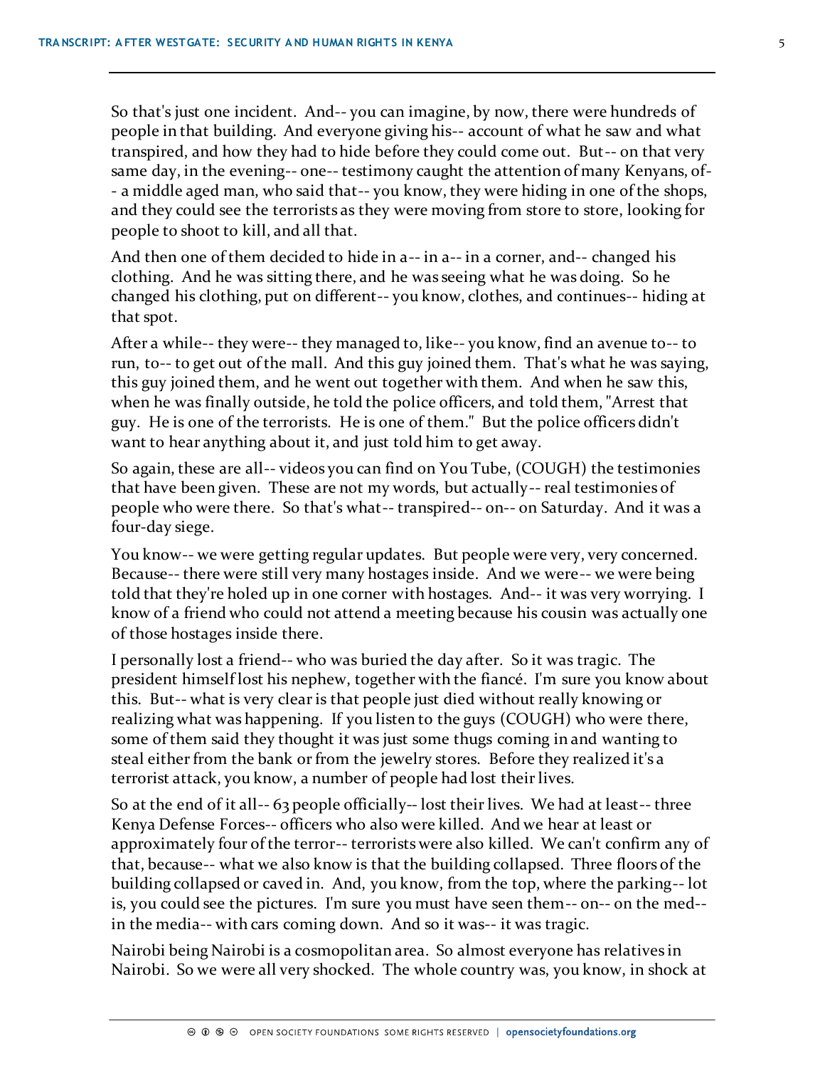So that's just one incident. And-- you can imagine, by now, there were hundreds of people in that building. And everyone giving his-- account of what he saw and what transpired, and how they had to hide before they could come out. But-- on that very same day, in the evening-- one-- testimony caught the attention of many Kenyans, of-- a middle aged man, who said that-- you know, they were hiding in one of the shops, and they could see the terrorists as they were moving from store to store, looking for people to shoot to kill, and all that.

And then one of them decided to hide in a-- in a-- in a corner, and-- changed his clothing. And he was sitting there, and he was seeing what he was doing. So he changed his clothing, put on different-- you know, clothes, and continues-- hiding at that spot.

After a while-- they were-- they managed to, like-- you know, find an avenue to-- to run, to-- to get out of the mall. And this guy joined them. That's what he was saying, this guy joined them, and he went out together with them. And when he saw this, when he was finally outside, he told the police officers, and told them, "Arrest that guy. He is one of the terrorists. He is one of them." But the police officers didn't want to hear anything about it, and just told him to get away.

So again, these are all-- videos you can find on You Tube, (COUGH) the testimonies that have been given. These are not my words, but actually-- real testimonies of people who were there. So that's what-- transpired-- on-- on Saturday. And it was a four-day siege.

You know-- we were getting regular updates. But people were very, very concerned. Because-- there were still very many hostages inside. And we were-- we were being told that they're holed up in one corner with hostages. And-- it was very worrying. I know of a friend who could not attend a meeting because his cousin was actually one of those hostages inside there.

I personally lost a friend-- who was buried the day after. So it was tragic. The president himself lost his nephew, together with the fiancé. I'm sure you know about this. But-- what is very clear is that people just died without really knowing or realizing what was happening. If you listen to the guys (COUGH) who were there, some of them said they thought it was just some thugs coming in and wanting to steal either from the bank or from the jewelry stores. Before they realized it's a terrorist attack, you know, a number of people had lost their lives.

So at the end of it all-- 63 people officially-- lost their lives. We had at least-- three Kenya Defense Forces-- officers who also were killed. And we hear at least or approximately four of the terror-- terrorists were also killed. We can't confirm any of that, because-- what we also know is that the building collapsed. Three floors of the building collapsed or caved in. And, you know, from the top, where the parking-- lot is, you could see the pictures. I'm sure you must have seen them-- on-- on the med-- in the media-- with cars coming down. And so it was-- it was tragic.

Nairobi being Nairobi is a cosmopolitan area. So almost everyone has relatives in Nairobi. So we were all very shocked. The whole country was, you know, in shock at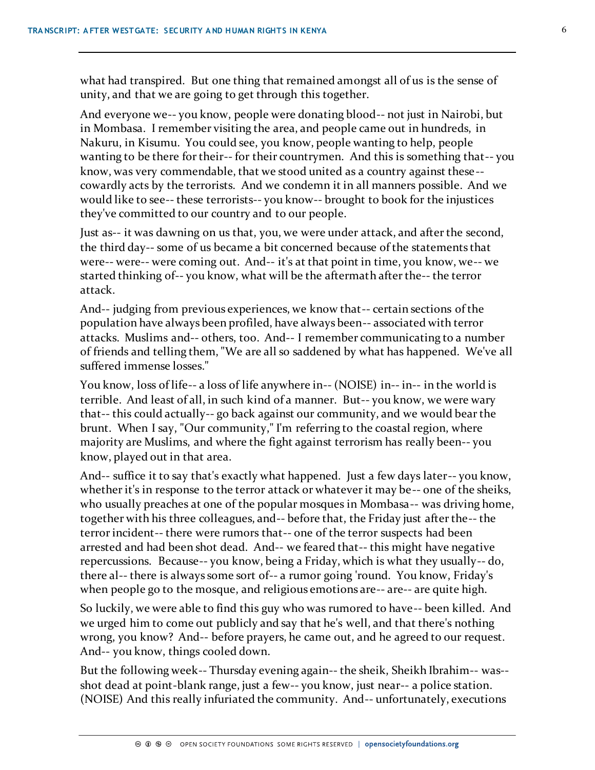what had transpired. But one thing that remained amongst all of us is the sense of unity, and that we are going to get through this together.

And everyone we-- you know, people were donating blood-- not just in Nairobi, but in Mombasa. I remember visiting the area, and people came out in hundreds, in Nakuru, in Kisumu. You could see, you know, people wanting to help, people wanting to be there for their-- for their countrymen. And this is something that-- you know, was very commendable, that we stood united as a country against these-- cowardly acts by the terrorists. And we condemn it in all manners possible. And we would like to see-- these terrorists-- you know-- brought to book for the injustices they've committed to our country and to our people.

Just as-- it was dawning on us that, you, we were under attack, and after the second, the third day-- some of us became a bit concerned because of the statements that were-- were-- were coming out. And-- it's at that point in time, you know, we-- we started thinking of-- you know, what will be the aftermath after the-- the terror attack.

And-- judging from previous experiences, we know that-- certain sections of the population have always been profiled, have always been-- associated with terror attacks. Muslims and-- others, too. And-- I remember communicating to a number of friends and telling them, "We are all so saddened by what has happened. We've all suffered immense losses."

You know, loss of life-- a loss of life anywhere in-- (NOISE) in-- in-- in the world is terrible. And least of all, in such kind of a manner. But-- you know, we were wary that-- this could actually-- go back against our community, and we would bear the brunt. When I say, "Our community," I'm referring to the coastal region, where majority are Muslims, and where the fight against terrorism has really been-- you know, played out in that area.

And-- suffice it to say that's exactly what happened. Just a few days later-- you know, whether it's in response to the terror attack or whatever it may be-- one of the sheiks, who usually preaches at one of the popular mosques in Mombasa-- was driving home, together with his three colleagues, and-- before that, the Friday just after the-- the terror incident-- there were rumors that-- one of the terror suspects had been arrested and had been shot dead. And-- we feared that-- this might have negative repercussions. Because-- you know, being a Friday, which is what they usually-- do, there al-- there is always some sort of-- a rumor going 'round. You know, Friday's when people go to the mosque, and religious emotions are-- are-- are quite high.

So luckily, we were able to find this guy who was rumored to have-- been killed. And we urged him to come out publicly and say that he's well, and that there's nothing wrong, you know? And-- before prayers, he came out, and he agreed to our request. And-- you know, things cooled down.

But the following week-- Thursday evening again-- the sheik, Sheikh Ibrahim-- was-- shot dead at point-blank range, just a few-- you know, just near-- a police station. (NOISE) And this really infuriated the community. And-- unfortunately, executions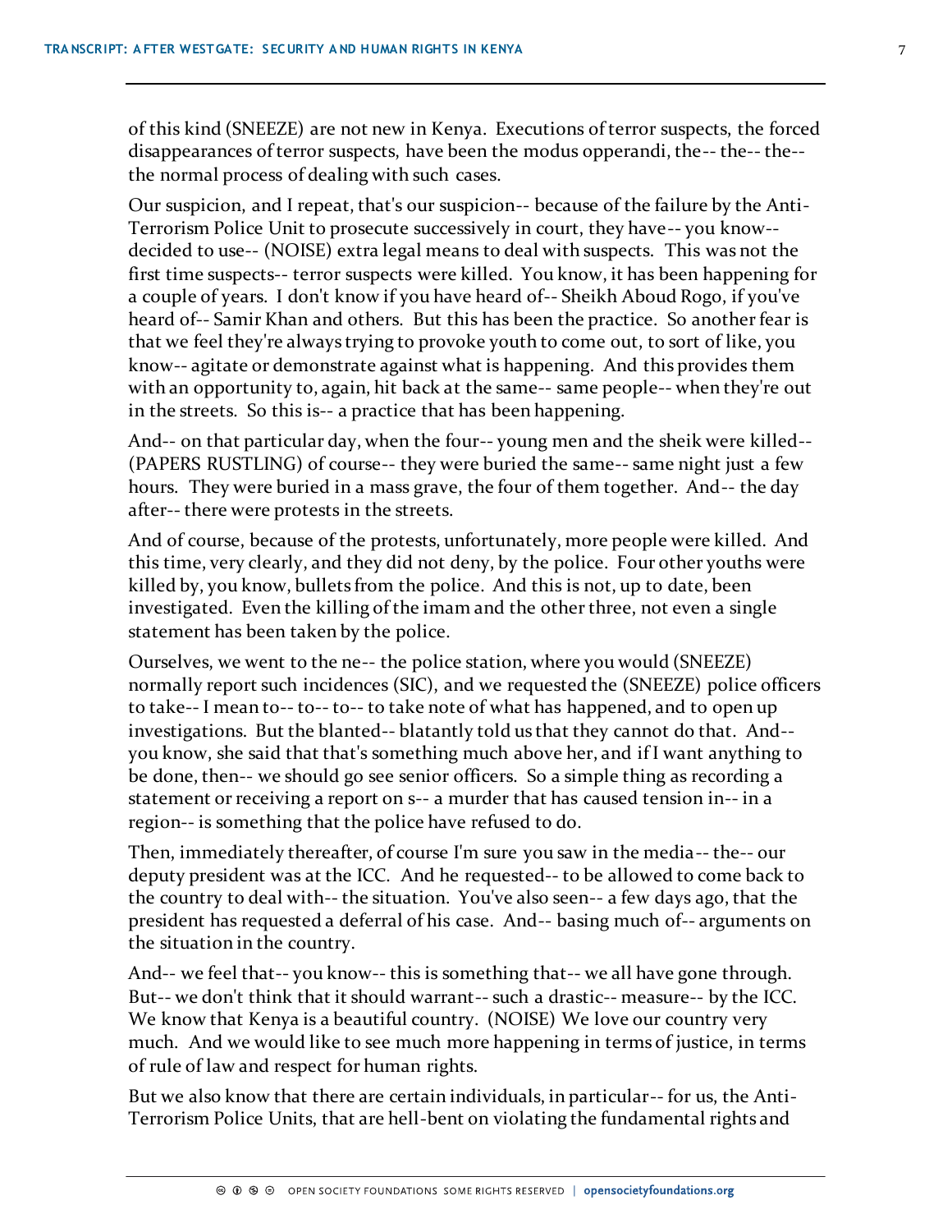of this kind (SNEEZE) are not new in Kenya. Executions of terror suspects, the forced disappearances of terror suspects, have been the modus opperandi, the-- the-- the-- the normal process of dealing with such cases.

Our suspicion, and I repeat, that's our suspicion-- because of the failure by the Anti-Terrorism Police Unit to prosecute successively in court, they have-- you know-- decided to use-- (NOISE) extra legal means to deal with suspects. This was not the first time suspects-- terror suspects were killed. You know, it has been happening for a couple of years. I don't know if you have heard of-- Sheikh Aboud Rogo, if you've heard of-- Samir Khan and others. But this has been the practice. So another fear is that we feel they're always trying to provoke youth to come out, to sort of like, you know-- agitate or demonstrate against what is happening. And this provides them with an opportunity to, again, hit back at the same-- same people-- when they're out in the streets. So this is-- a practice that has been happening.

And-- on that particular day, when the four-- young men and the sheik were killed-- (PAPERS RUSTLING) of course-- they were buried the same-- same night just a few hours. They were buried in a mass grave, the four of them together. And-- the day after-- there were protests in the streets.

And of course, because of the protests, unfortunately, more people were killed. And this time, very clearly, and they did not deny, by the police. Four other youths were killed by, you know, bullets from the police. And this is not, up to date, been investigated. Even the killing of the imam and the other three, not even a single statement has been taken by the police.

Ourselves, we went to the ne-- the police station, where you would (SNEEZE) normally report such incidences (SIC), and we requested the (SNEEZE) police officers to take-- I mean to-- to-- to-- to take note of what has happened, and to open up investigations. But the blanted-- blatantly told us that they cannot do that. And-- you know, she said that that's something much above her, and if I want anything to be done, then-- we should go see senior officers. So a simple thing as recording a statement or receiving a report on s-- a murder that has caused tension in-- in a region-- is something that the police have refused to do.

Then, immediately thereafter, of course I'm sure you saw in the media-- the-- our deputy president was at the ICC. And he requested-- to be allowed to come back to the country to deal with-- the situation. You've also seen-- a few days ago, that the president has requested a deferral of his case. And-- basing much of-- arguments on the situation in the country.

And-- we feel that-- you know-- this is something that-- we all have gone through. But-- we don't think that it should warrant-- such a drastic-- measure-- by the ICC. We know that Kenya is a beautiful country. (NOISE) We love our country very much. And we would like to see much more happening in terms of justice, in terms of rule of law and respect for human rights.

But we also know that there are certain individuals, in particular-- for us, the Anti-Terrorism Police Units, that are hell-bent on violating the fundamental rights and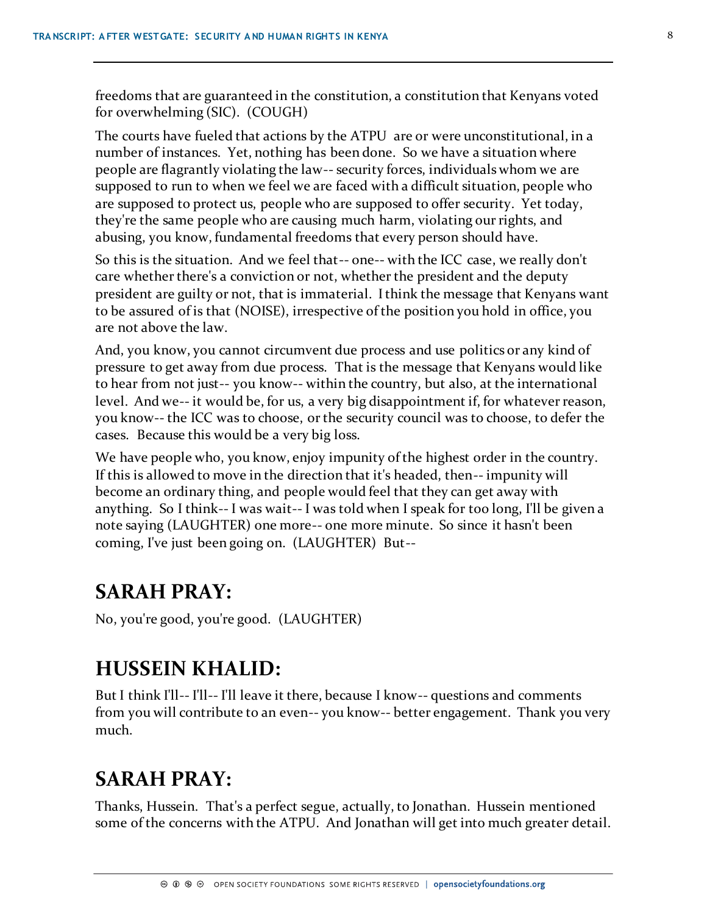freedoms that are guaranteed in the constitution, a constitution that Kenyans voted for overwhelming (SIC). (COUGH)

The courts have fueled that actions by the ATPU are or were unconstitutional, in a number of instances. Yet, nothing has been done. So we have a situation where people are flagrantly violating the law-- security forces, individuals whom we are supposed to run to when we feel we are faced with a difficult situation, people who are supposed to protect us, people who are supposed to offer security. Yet today, they're the same people who are causing much harm, violating our rights, and abusing, you know, fundamental freedoms that every person should have.

So this is the situation. And we feel that-- one-- with the ICC case, we really don't care whether there's a conviction or not, whether the president and the deputy president are guilty or not, that is immaterial. I think the message that Kenyans want to be assured of is that (NOISE), irrespective of the position you hold in office, you are not above the law.

And, you know, you cannot circumvent due process and use politics or any kind of pressure to get away from due process. That is the message that Kenyans would like to hear from not just-- you know-- within the country, but also, at the international level. And we-- it would be, for us, a very big disappointment if, for whatever reason, you know-- the ICC was to choose, or the security council was to choose, to defer the cases. Because this would be a very big loss.

We have people who, you know, enjoy impunity of the highest order in the country. If this is allowed to move in the direction that it's headed, then-- impunity will become an ordinary thing, and people would feel that they can get away with anything. So I think-- I was wait-- I was told when I speak for too long, I'll be given a note saying (LAUGHTER) one more-- one more minute. So since it hasn't been coming, I've just been going on. (LAUGHTER) But--

## SARAH PRAY:

No, you're good, you're good. (LAUGHTER)

## HUSSEIN KHALID:

But I think I'll-- I'll-- I'll leave it there, because I know-- questions and comments from you will contribute to an even-- you know-- better engagement. Thank you very much.

## SARAH PRAY:

Thanks, Hussein. That's a perfect segue, actually, to Jonathan. Hussein mentioned some of the concerns with the ATPU. And Jonathan will get into much greater detail.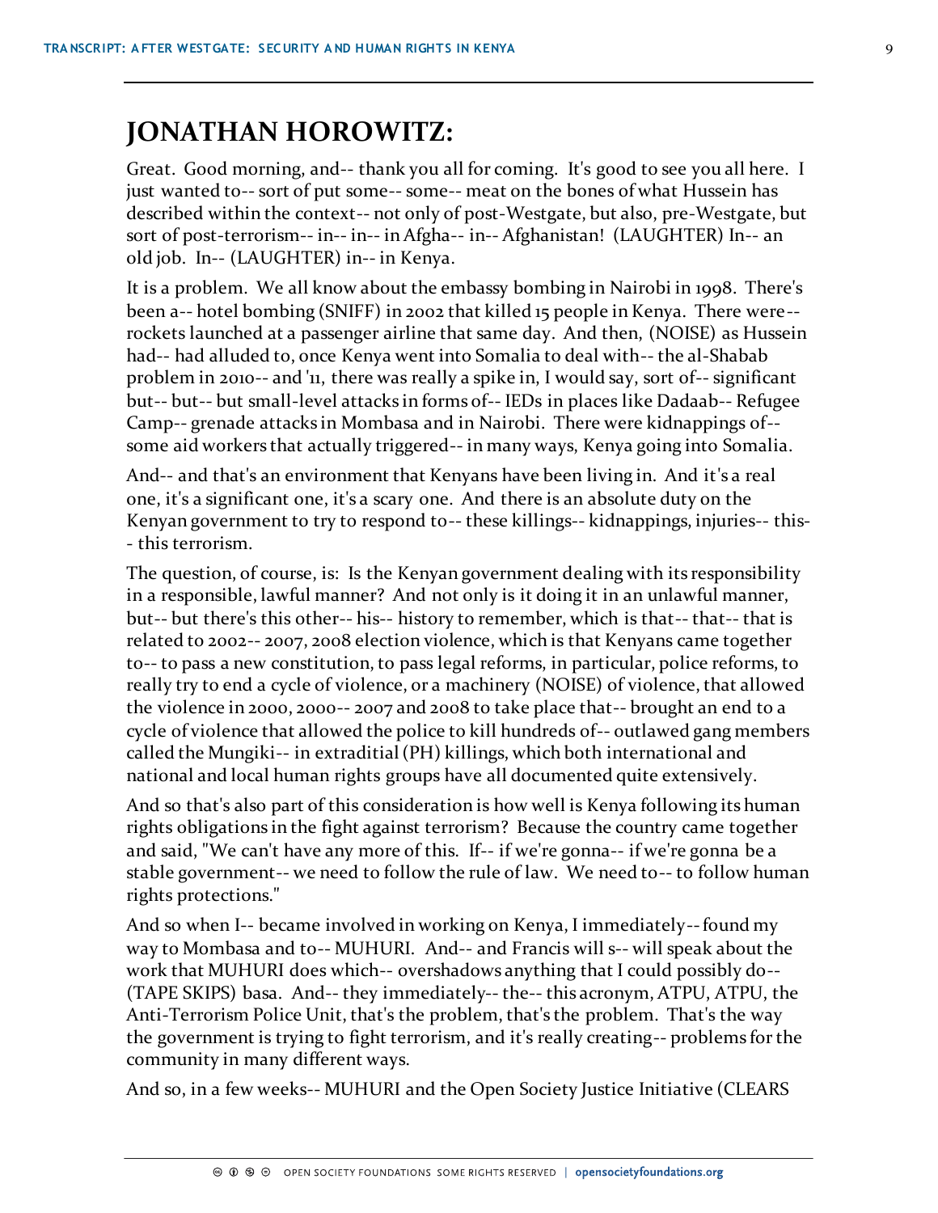## JONATHAN HOROWITZ:

Great. Good morning, and-- thank you all for coming. It's good to see you all here. I just wanted to-- sort of put some-- some-- meat on the bones of what Hussein has described within the context-- not only of post-Westgate, but also, pre-Westgate, but sort of post-terrorism-- in-- in-- in Afgha-- in-- Afghanistan! (LAUGHTER) In-- an old job. In-- (LAUGHTER) in-- in Kenya.

It is a problem. We all know about the embassy bombing in Nairobi in 1998. There's been a-- hotel bombing (SNIFF) in 2002 that killed 15 people in Kenya. There were-- rockets launched at a passenger airline that same day. And then, (NOISE) as Hussein had-- had alluded to, once Kenya went into Somalia to deal with-- the al-Shabab problem in 2010-- and '11, there was really a spike in, I would say, sort of-- significant but-- but-- but small-level attacks in forms of-- IEDs in places like Dadaab-- Refugee Camp-- grenade attacks in Mombasa and in Nairobi. There were kidnappings of-- some aid workers that actually triggered-- in many ways, Kenya going into Somalia.

And-- and that's an environment that Kenyans have been living in. And it's a real one, it's a significant one, it's a scary one. And there is an absolute duty on the Kenyan government to try to respond to-- these killings-- kidnappings, injuries-- this-- this terrorism.

The question, of course, is: Is the Kenyan government dealing with its responsibility in a responsible, lawful manner? And not only is it doing it in an unlawful manner, but-- but there's this other-- his-- history to remember, which is that-- that-- that is related to 2002-- 2007, 2008 election violence, which is that Kenyans came together to-- to pass a new constitution, to pass legal reforms, in particular, police reforms, to really try to end a cycle of violence, or a machinery (NOISE) of violence, that allowed the violence in 2000, 2000-- 2007 and 2008 to take place that-- brought an end to a cycle of violence that allowed the police to kill hundreds of-- outlawed gang members called the Mungiki-- in extraditial (PH) killings, which both international and national and local human rights groups have all documented quite extensively.

And so that's also part of this consideration is how well is Kenya following its human rights obligations in the fight against terrorism? Because the country came together and said, "We can't have any more of this. If-- if we're gonna-- if we're gonna be a stable government-- we need to follow the rule of law. We need to-- to follow human rights protections."

And so when I-- became involved in working on Kenya, I immediately-- found my way to Mombasa and to-- MUHURI. And-- and Francis will s-- will speak about the work that MUHURI does which-- overshadows anything that I could possibly do-- (TAPE SKIPS) basa. And-- they immediately-- the-- this acronym, ATPU, ATPU, the Anti-Terrorism Police Unit, that's the problem, that's the problem. That's the way the government is trying to fight terrorism, and it's really creating-- problems for the community in many different ways.

And so, in a few weeks-- MUHURI and the Open Society Justice Initiative (CLEARS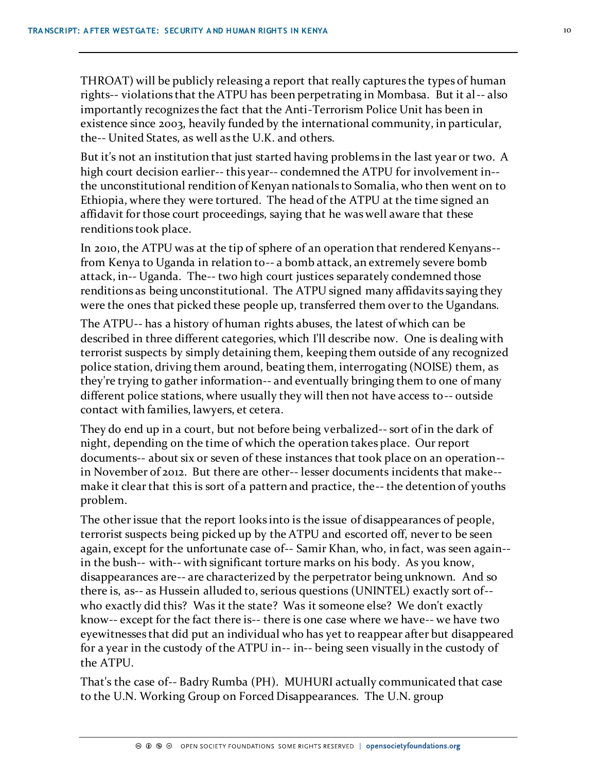THROAT) will be publicly releasing a report that really captures the types of human rights-- violations that the ATPU has been perpetrating in Mombasa. But it al-- also importantly recognizes the fact that the Anti-Terrorism Police Unit has been in existence since 2003, heavily funded by the international community, in particular, the-- United States, as well as the U.K. and others.

But it's not an institution that just started having problems in the last year or two. A high court decision earlier-- this year-- condemned the ATPU for involvement in-- the unconstitutional rendition of Kenyan nationals to Somalia, who then went on to Ethiopia, where they were tortured. The head of the ATPU at the time signed an affidavit for those court proceedings, saying that he was well aware that these renditions took place.

In 2010, the ATPU was at the tip of sphere of an operation that rendered Kenyans-- from Kenya to Uganda in relation to-- a bomb attack, an extremely severe bomb attack, in-- Uganda. The-- two high court justices separately condemned those renditions as being unconstitutional. The ATPU signed many affidavits saying they were the ones that picked these people up, transferred them over to the Ugandans.

The ATPU-- has a history of human rights abuses, the latest of which can be described in three different categories, which I'll describe now. One is dealing with terrorist suspects by simply detaining them, keeping them outside of any recognized police station, driving them around, beating them, interrogating (NOISE) them, as they're trying to gather information-- and eventually bringing them to one of many different police stations, where usually they will then not have access to-- outside contact with families, lawyers, et cetera.

They do end up in a court, but not before being verbalized-- sort of in the dark of night, depending on the time of which the operation takes place. Our report documents-- about six or seven of these instances that took place on an operation-- in November of 2012. But there are other-- lesser documents incidents that make-- make it clear that this is sort of a pattern and practice, the-- the detention of youths problem.

The other issue that the report looks into is the issue of disappearances of people, terrorist suspects being picked up by the ATPU and escorted off, never to be seen again, except for the unfortunate case of-- Samir Khan, who, in fact, was seen again-- in the bush-- with-- with significant torture marks on his body. As you know, disappearances are-- are characterized by the perpetrator being unknown. And so there is, as-- as Hussein alluded to, serious questions (UNINTEL) exactly sort of-- who exactly did this? Was it the state? Was it someone else? We don't exactly know-- except for the fact there is-- there is one case where we have-- we have two eyewitnesses that did put an individual who has yet to reappear after but disappeared for a year in the custody of the ATPU in-- in-- being seen visually in the custody of the ATPU.

That's the case of-- Badry Rumba (PH). MUHURI actually communicated that case to the U.N. Working Group on Forced Disappearances. The U.N. group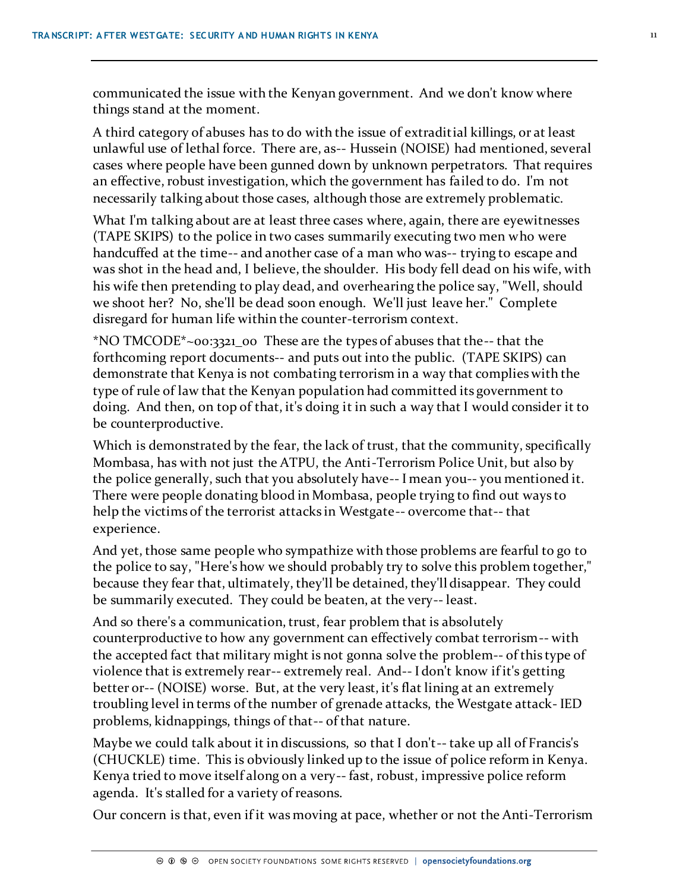communicated the issue with the Kenyan government. And we don't know where things stand at the moment.

A third category of abuses has to do with the issue of extraditial killings, or at least unlawful use of lethal force. There are, as-- Hussein (NOISE) had mentioned, several cases where people have been gunned down by unknown perpetrators. That requires an effective, robust investigation, which the government has failed to do. I'm not necessarily talking about those cases, although those are extremely problematic.

What I'm talking about are at least three cases where, again, there are eyewitnesses (TAPE SKIPS) to the police in two cases summarily executing two men who were handcuffed at the time-- and another case of a man who was-- trying to escape and was shot in the head and, I believe, the shoulder. His body fell dead on his wife, with his wife then pretending to play dead, and overhearing the police say, "Well, should we shoot her? No, she'll be dead soon enough. We'll just leave her." Complete disregard for human life within the counter-terrorism context.

*NO TMCODE*~00:3321_00 These are the types of abuses that the-- that the forthcoming report documents-- and puts out into the public. (TAPE SKIPS) can demonstrate that Kenya is not combating terrorism in a way that complies with the type of rule of law that the Kenyan population had committed its government to doing. And then, on top of that, it's doing it in such a way that I would consider it to be counterproductive.

Which is demonstrated by the fear, the lack of trust, that the community, specifically Mombasa, has with not just the ATPU, the Anti-Terrorism Police Unit, but also by the police generally, such that you absolutely have-- I mean you-- you mentioned it. There were people donating blood in Mombasa, people trying to find out ways to help the victims of the terrorist attacks in Westgate-- overcome that-- that experience.

And yet, those same people who sympathize with those problems are fearful to go to the police to say, "Here's how we should probably try to solve this problem together," because they fear that, ultimately, they'll be detained, they'll disappear. They could be summarily executed. They could be beaten, at the very-- least.

And so there's a communication, trust, fear problem that is absolutely counterproductive to how any government can effectively combat terrorism-- with the accepted fact that military might is not gonna solve the problem-- of this type of violence that is extremely rear-- extremely real. And-- I don't know if it's getting better or-- (NOISE) worse. But, at the very least, it's flat lining at an extremely troubling level in terms of the number of grenade attacks, the Westgate attack- IED problems, kidnappings, things of that-- of that nature.

Maybe we could talk about it in discussions, so that I don't-- take up all of Francis's (CHUCKLE) time. This is obviously linked up to the issue of police reform in Kenya. Kenya tried to move itself along on a very-- fast, robust, impressive police reform agenda. It's stalled for a variety of reasons.

Our concern is that, even if it was moving at pace, whether or not the Anti-Terrorism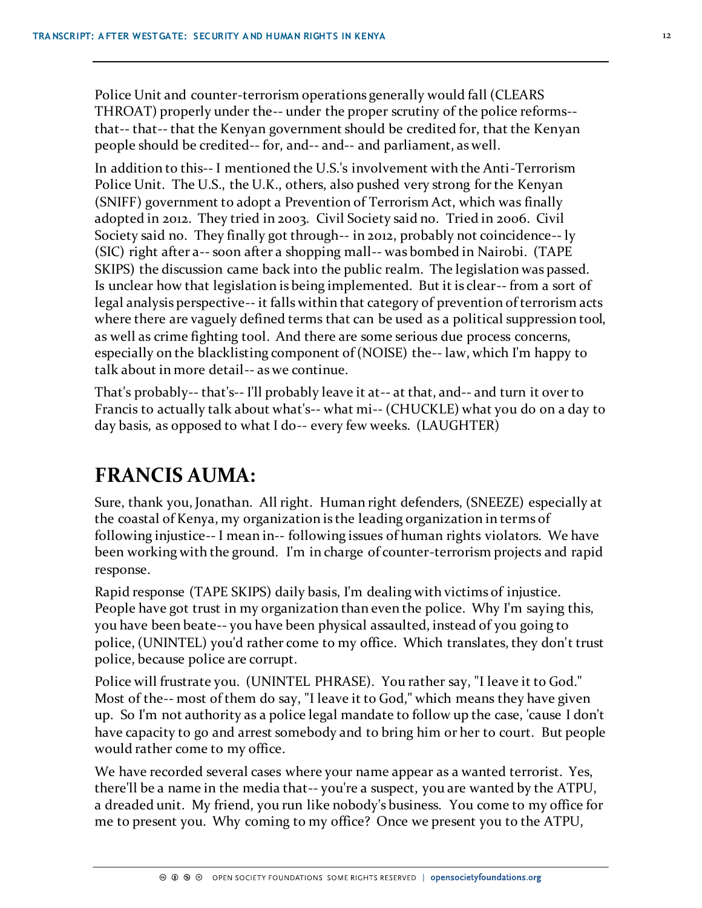Police Unit and counter-terrorism operations generally would fall (CLEARS THROAT) properly under the-- under the proper scrutiny of the police reforms-- that-- that-- that the Kenyan government should be credited for, that the Kenyan people should be credited-- for, and-- and-- and parliament, as well.

In addition to this-- I mentioned the U.S.'s involvement with the Anti-Terrorism Police Unit. The U.S., the U.K., others, also pushed very strong for the Kenyan (SNIFF) government to adopt a Prevention of Terrorism Act, which was finally adopted in 2012. They tried in 2003. Civil Society said no. Tried in 2006. Civil Society said no. They finally got through-- in 2012, probably not coincidence-- ly (SIC) right after a-- soon after a shopping mall-- was bombed in Nairobi. (TAPE SKIPS) the discussion came back into the public realm. The legislation was passed. Is unclear how that legislation is being implemented. But it is clear-- from a sort of legal analysis perspective-- it falls within that category of prevention of terrorism acts where there are vaguely defined terms that can be used as a political suppression tool, as well as crime fighting tool. And there are some serious due process concerns, especially on the blacklisting component of (NOISE) the-- law, which I'm happy to talk about in more detail-- as we continue.

That's probably-- that's-- I'll probably leave it at-- at that, and-- and turn it over to Francis to actually talk about what's-- what mi-- (CHUCKLE) what you do on a day to day basis, as opposed to what I do-- every few weeks. (LAUGHTER)

## FRANCIS AUMA:

Sure, thank you, Jonathan. All right. Human right defenders, (SNEEZE) especially at the coastal of Kenya, my organization is the leading organization in terms of following injustice-- I mean in-- following issues of human rights violators. We have been working with the ground. I'm in charge of counter-terrorism projects and rapid response.

Rapid response (TAPE SKIPS) daily basis, I'm dealing with victims of injustice. People have got trust in my organization than even the police. Why I'm saying this, you have been beate-- you have been physical assaulted, instead of you going to police, (UNINTEL) you'd rather come to my office. Which translates, they don't trust police, because police are corrupt.

Police will frustrate you. (UNINTEL PHRASE). You rather say, "I leave it to God." Most of the-- most of them do say, "I leave it to God," which means they have given up. So I'm not authority as a police legal mandate to follow up the case, 'cause I don't have capacity to go and arrest somebody and to bring him or her to court. But people would rather come to my office.

We have recorded several cases where your name appear as a wanted terrorist. Yes, there'll be a name in the media that-- you're a suspect, you are wanted by the ATPU, a dreaded unit. My friend, you run like nobody's business. You come to my office for me to present you. Why coming to my office? Once we present you to the ATPU,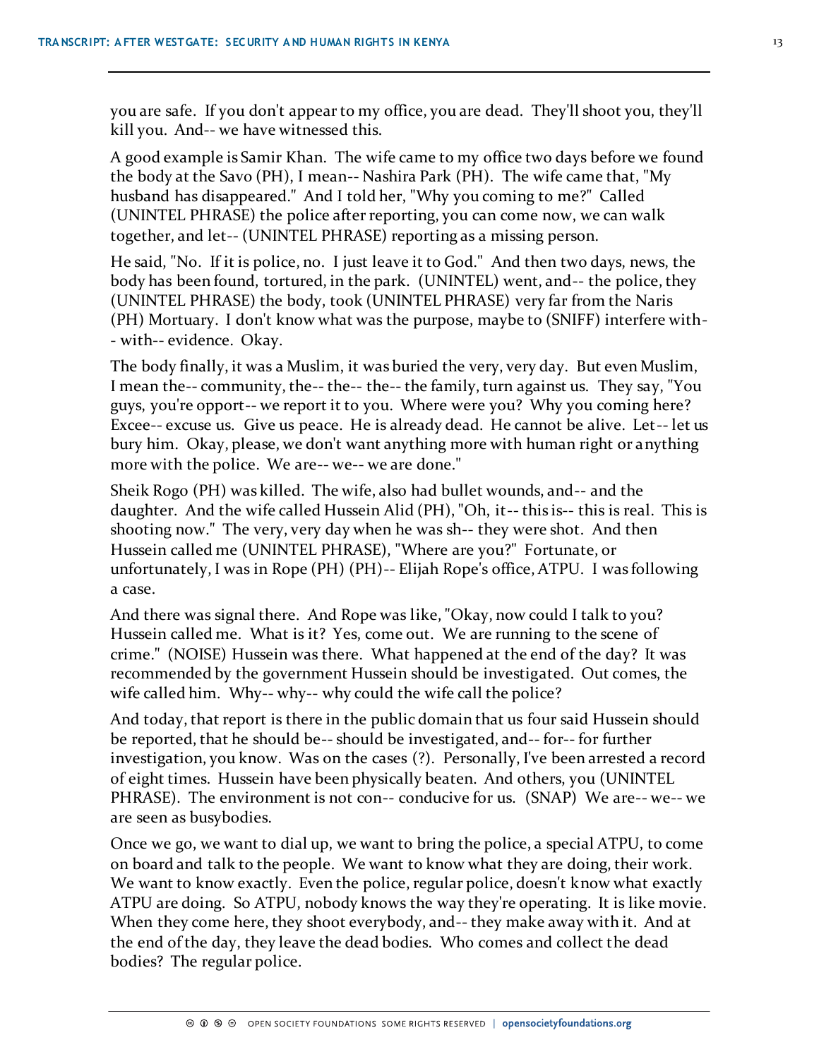you are safe. If you don't appear to my office, you are dead. They'll shoot you, they'll kill you. And-- we have witnessed this.

A good example is Samir Khan. The wife came to my office two days before we found the body at the Savo (PH), I mean-- Nashira Park (PH). The wife came that, "My husband has disappeared." And I told her, "Why you coming to me?" Called (UNINTEL PHRASE) the police after reporting, you can come now, we can walk together, and let-- (UNINTEL PHRASE) reporting as a missing person.

He said, "No. If it is police, no. I just leave it to God." And then two days, news, the body has been found, tortured, in the park. (UNINTEL) went, and-- the police, they (UNINTEL PHRASE) the body, took (UNINTEL PHRASE) very far from the Naris (PH) Mortuary. I don't know what was the purpose, maybe to (SNIFF) interfere with-- with-- evidence. Okay.

The body finally, it was a Muslim, it was buried the very, very day. But even Muslim, I mean the-- community, the-- the-- the-- the family, turn against us. They say, "You guys, you're opport-- we report it to you. Where were you? Why you coming here? Excee-- excuse us. Give us peace. He is already dead. He cannot be alive. Let-- let us bury him. Okay, please, we don't want anything more with human right or anything more with the police. We are-- we-- we are done."

Sheik Rogo (PH) was killed. The wife, also had bullet wounds, and-- and the daughter. And the wife called Hussein Alid (PH), "Oh, it-- this is-- this is real. This is shooting now." The very, very day when he was sh-- they were shot. And then Hussein called me (UNINTEL PHRASE), "Where are you?" Fortunate, or unfortunately, I was in Rope (PH) (PH)-- Elijah Rope's office, ATPU. I was following a case.

And there was signal there. And Rope was like, "Okay, now could I talk to you? Hussein called me. What is it? Yes, come out. We are running to the scene of crime." (NOISE) Hussein was there. What happened at the end of the day? It was recommended by the government Hussein should be investigated. Out comes, the wife called him. Why-- why-- why could the wife call the police?

And today, that report is there in the public domain that us four said Hussein should be reported, that he should be-- should be investigated, and-- for-- for further investigation, you know. Was on the cases (?). Personally, I've been arrested a record of eight times. Hussein have been physically beaten. And others, you (UNINTEL PHRASE). The environment is not con-- conducive for us. (SNAP) We are-- we-- we are seen as busybodies.

Once we go, we want to dial up, we want to bring the police, a special ATPU, to come on board and talk to the people. We want to know what they are doing, their work. We want to know exactly. Even the police, regular police, doesn't know what exactly ATPU are doing. So ATPU, nobody knows the way they're operating. It is like movie. When they come here, they shoot everybody, and-- they make away with it. And at the end of the day, they leave the dead bodies. Who comes and collect the dead bodies? The regular police.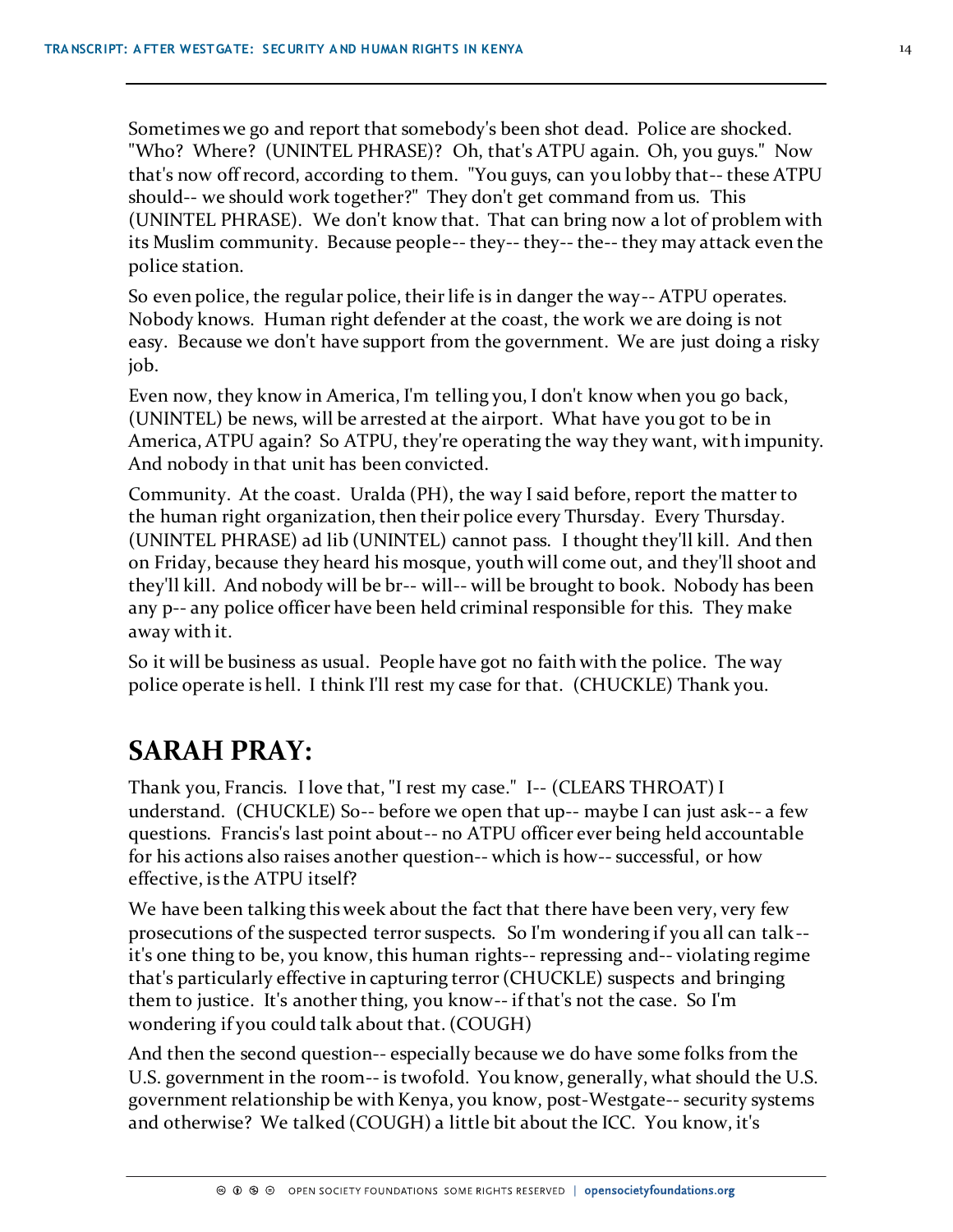Sometimes we go and report that somebody's been shot dead. Police are shocked. "Who? Where? (UNINTEL PHRASE)? Oh, that's ATPU again. Oh, you guys." Now that's now off record, according to them. "You guys, can you lobby that-- these ATPU should-- we should work together?" They don't get command from us. This (UNINTEL PHRASE). We don't know that. That can bring now a lot of problem with its Muslim community. Because people-- they-- they-- the-- they may attack even the police station.

So even police, the regular police, their life is in danger the way-- ATPU operates. Nobody knows. Human right defender at the coast, the work we are doing is not easy. Because we don't have support from the government. We are just doing a risky job.

Even now, they know in America, I'm telling you, I don't know when you go back, (UNINTEL) be news, will be arrested at the airport. What have you got to be in America, ATPU again? So ATPU, they're operating the way they want, with impunity. And nobody in that unit has been convicted.

Community. At the coast. Uralda (PH), the way I said before, report the matter to the human right organization, then their police every Thursday. Every Thursday. (UNINTEL PHRASE) ad lib (UNINTEL) cannot pass. I thought they'll kill. And then on Friday, because they heard his mosque, youth will come out, and they'll shoot and they'll kill. And nobody will be br-- will-- will be brought to book. Nobody has been any p-- any police officer have been held criminal responsible for this. They make away with it.

So it will be business as usual. People have got no faith with the police. The way police operate is hell. I think I'll rest my case for that. (CHUCKLE) Thank you.

## SARAH PRAY:

Thank you, Francis. I love that, "I rest my case." I-- (CLEARS THROAT) I understand. (CHUCKLE) So-- before we open that up-- maybe I can just ask-- a few questions. Francis's last point about-- no ATPU officer ever being held accountable for his actions also raises another question-- which is how-- successful, or how effective, is the ATPU itself?

We have been talking this week about the fact that there have been very, very few prosecutions of the suspected terror suspects. So I'm wondering if you all can talk-- it's one thing to be, you know, this human rights-- repressing and-- violating regime that's particularly effective in capturing terror (CHUCKLE) suspects and bringing them to justice. It's another thing, you know-- if that's not the case. So I'm wondering if you could talk about that. (COUGH)

And then the second question-- especially because we do have some folks from the U.S. government in the room-- is twofold. You know, generally, what should the U.S. government relationship be with Kenya, you know, post-Westgate-- security systems and otherwise? We talked (COUGH) a little bit about the ICC. You know, it's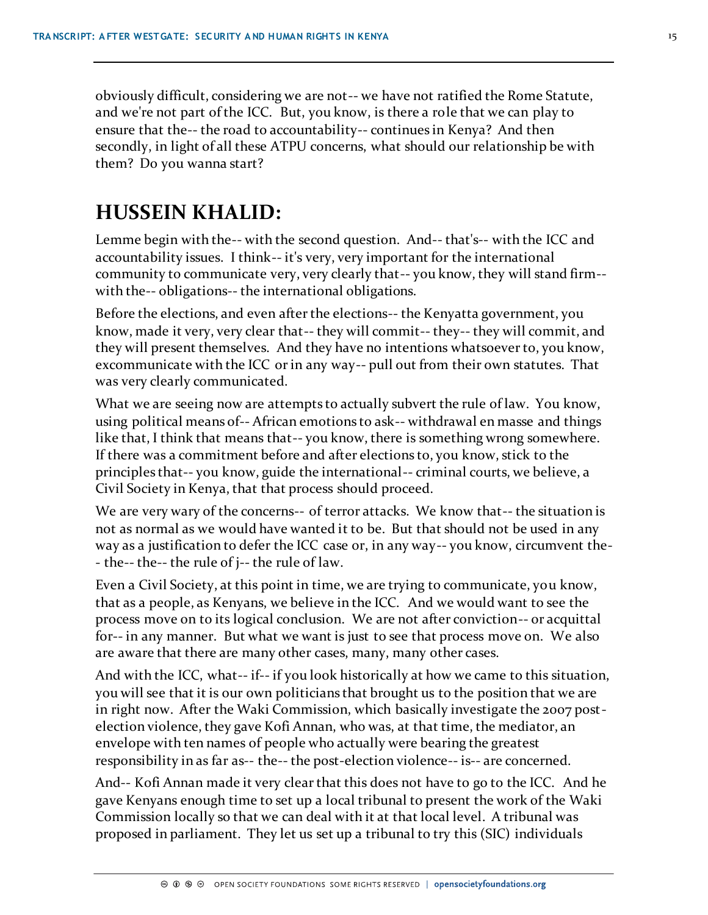obviously difficult, considering we are not-- we have not ratified the Rome Statute, and we're not part of the ICC. But, you know, is there a role that we can play to ensure that the-- the road to accountability-- continues in Kenya? And then secondly, in light of all these ATPU concerns, what should our relationship be with them? Do you wanna start?

## HUSSEIN KHALID:

Lemme begin with the-- with the second question. And-- that's-- with the ICC and accountability issues. I think-- it's very, very important for the international community to communicate very, very clearly that-- you know, they will stand firm-- with the-- obligations-- the international obligations.

Before the elections, and even after the elections-- the Kenyatta government, you know, made it very, very clear that-- they will commit-- they-- they will commit, and they will present themselves. And they have no intentions whatsoever to, you know, excommunicate with the ICC or in any way-- pull out from their own statutes. That was very clearly communicated.

What we are seeing now are attempts to actually subvert the rule of law. You know, using political means of-- African emotions to ask-- withdrawal en masse and things like that, I think that means that-- you know, there is something wrong somewhere. If there was a commitment before and after elections to, you know, stick to the principles that-- you know, guide the international-- criminal courts, we believe, a Civil Society in Kenya, that that process should proceed.

We are very wary of the concerns-- of terror attacks. We know that-- the situation is not as normal as we would have wanted it to be. But that should not be used in any way as a justification to defer the ICC case or, in any way-- you know, circumvent the-- the-- the-- the rule of j-- the rule of law.

Even a Civil Society, at this point in time, we are trying to communicate, you know, that as a people, as Kenyans, we believe in the ICC. And we would want to see the process move on to its logical conclusion. We are not after conviction-- or acquittal for-- in any manner. But what we want is just to see that process move on. We also are aware that there are many other cases, many, many other cases.

And with the ICC, what-- if-- if you look historically at how we came to this situation, you will see that it is our own politicians that brought us to the position that we are in right now. After the Waki Commission, which basically investigate the 2007 post-election violence, they gave Kofi Annan, who was, at that time, the mediator, an envelope with ten names of people who actually were bearing the greatest responsibility in as far as-- the-- the post-election violence-- is-- are concerned.

And-- Kofi Annan made it very clear that this does not have to go to the ICC. And he gave Kenyans enough time to set up a local tribunal to present the work of the Waki Commission locally so that we can deal with it at that local level. A tribunal was proposed in parliament. They let us set up a tribunal to try this (SIC) individuals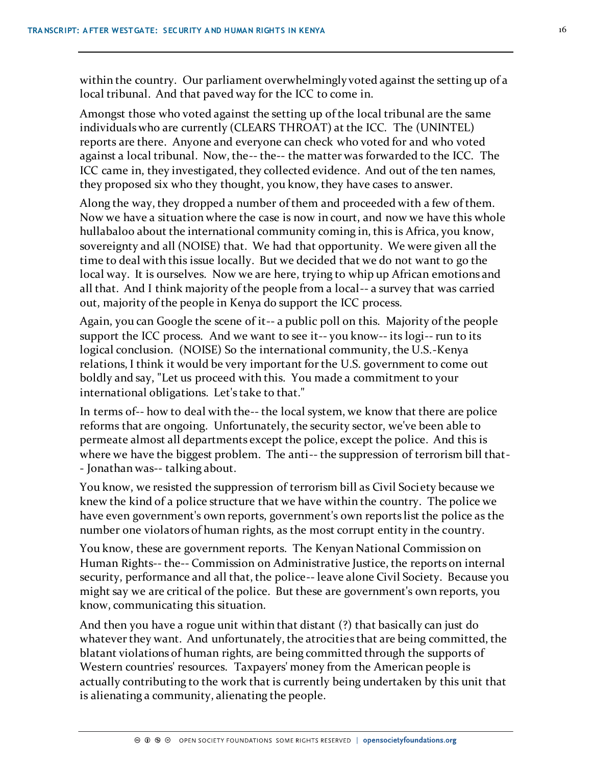within the country. Our parliament overwhelmingly voted against the setting up of a local tribunal. And that paved way for the ICC to come in.

Amongst those who voted against the setting up of the local tribunal are the same individuals who are currently (CLEARS THROAT) at the ICC. The (UNINTEL) reports are there. Anyone and everyone can check who voted for and who voted against a local tribunal. Now, the-- the-- the matter was forwarded to the ICC. The ICC came in, they investigated, they collected evidence. And out of the ten names, they proposed six who they thought, you know, they have cases to answer.

Along the way, they dropped a number of them and proceeded with a few of them. Now we have a situation where the case is now in court, and now we have this whole hullabaloo about the international community coming in, this is Africa, you know, sovereignty and all (NOISE) that. We had that opportunity. We were given all the time to deal with this issue locally. But we decided that we do not want to go the local way. It is ourselves. Now we are here, trying to whip up African emotions and all that. And I think majority of the people from a local-- a survey that was carried out, majority of the people in Kenya do support the ICC process.

Again, you can Google the scene of it-- a public poll on this. Majority of the people support the ICC process. And we want to see it-- you know-- its logi-- run to its logical conclusion. (NOISE) So the international community, the U.S.-Kenya relations, I think it would be very important for the U.S. government to come out boldly and say, "Let us proceed with this. You made a commitment to your international obligations. Let's take to that."

In terms of-- how to deal with the-- the local system, we know that there are police reforms that are ongoing. Unfortunately, the security sector, we've been able to permeate almost all departments except the police, except the police. And this is where we have the biggest problem. The anti-- the suppression of terrorism bill that-- Jonathan was-- talking about.

You know, we resisted the suppression of terrorism bill as Civil Society because we knew the kind of a police structure that we have within the country. The police we have even government's own reports, government's own reports list the police as the number one violators of human rights, as the most corrupt entity in the country.

You know, these are government reports. The Kenyan National Commission on Human Rights-- the-- Commission on Administrative Justice, the reports on internal security, performance and all that, the police-- leave alone Civil Society. Because you might say we are critical of the police. But these are government's own reports, you know, communicating this situation.

And then you have a rogue unit within that distant (?) that basically can just do whatever they want. And unfortunately, the atrocities that are being committed, the blatant violations of human rights, are being committed through the supports of Western countries' resources. Taxpayers' money from the American people is actually contributing to the work that is currently being undertaken by this unit that is alienating a community, alienating the people.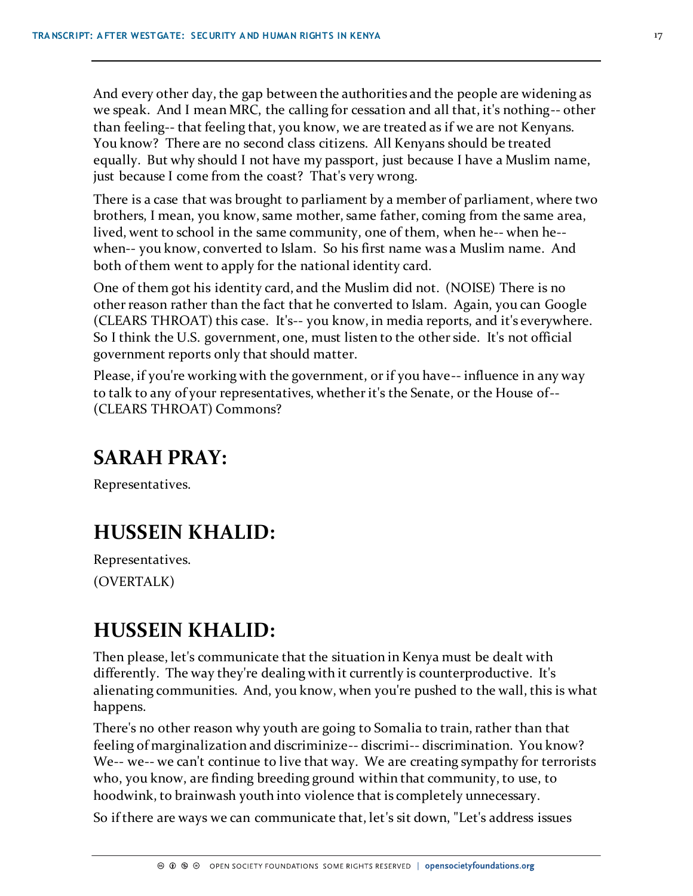And every other day, the gap between the authorities and the people are widening as we speak. And I mean MRC, the calling for cessation and all that, it's nothing-- other than feeling-- that feeling that, you know, we are treated as if we are not Kenyans. You know? There are no second class citizens. All Kenyans should be treated equally. But why should I not have my passport, just because I have a Muslim name, just because I come from the coast? That's very wrong.

There is a case that was brought to parliament by a member of parliament, where two brothers, I mean, you know, same mother, same father, coming from the same area, lived, went to school in the same community, one of them, when he-- when he-- when-- you know, converted to Islam. So his first name was a Muslim name. And both of them went to apply for the national identity card.

One of them got his identity card, and the Muslim did not. (NOISE) There is no other reason rather than the fact that he converted to Islam. Again, you can Google (CLEARS THROAT) this case. It's-- you know, in media reports, and it's everywhere. So I think the U.S. government, one, must listen to the other side. It's not official government reports only that should matter.

Please, if you're working with the government, or if you have-- influence in any way to talk to any of your representatives, whether it's the Senate, or the House of-- (CLEARS THROAT) Commons?

## SARAH PRAY:

Representatives.

## HUSSEIN KHALID:

Representatives.

(OVERTALK)

## HUSSEIN KHALID:

Then please, let's communicate that the situation in Kenya must be dealt with differently. The way they're dealing with it currently is counterproductive. It's alienating communities. And, you know, when you're pushed to the wall, this is what happens.

There's no other reason why youth are going to Somalia to train, rather than that feeling of marginalization and discriminize-- discrimi-- discrimination. You know? We-- we-- we can't continue to live that way. We are creating sympathy for terrorists who, you know, are finding breeding ground within that community, to use, to hoodwink, to brainwash youth into violence that is completely unnecessary.

So if there are ways we can communicate that, let's sit down, "Let's address issues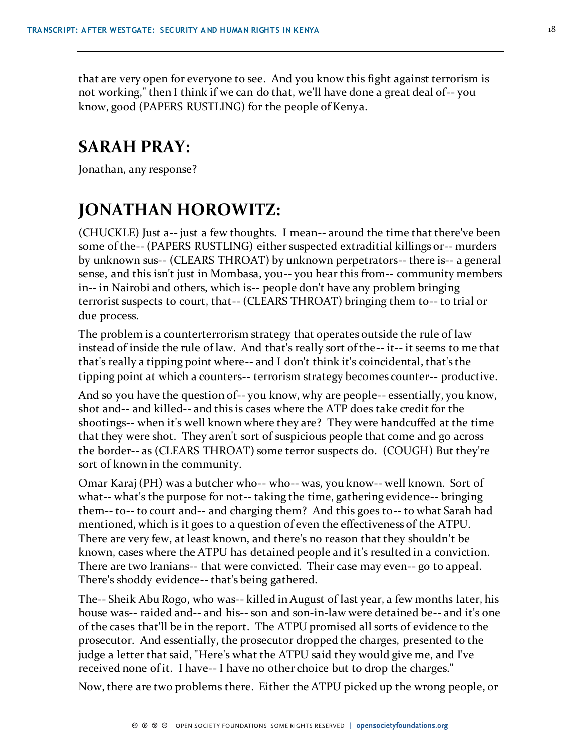that are very open for everyone to see. And you know this fight against terrorism is not working," then I think if we can do that, we'll have done a great deal of-- you know, good (PAPERS RUSTLING) for the people of Kenya.

## SARAH PRAY:

Jonathan, any response?

## JONATHAN HOROWITZ:

(CHUCKLE) Just a-- just a few thoughts. I mean-- around the time that there've been some of the-- (PAPERS RUSTLING) either suspected extraditial killings or-- murders by unknown sus-- (CLEARS THROAT) by unknown perpetrators-- there is-- a general sense, and this isn't just in Mombasa, you-- you hear this from-- community members in-- in Nairobi and others, which is-- people don't have any problem bringing terrorist suspects to court, that-- (CLEARS THROAT) bringing them to-- to trial or due process.

The problem is a counterterrorism strategy that operates outside the rule of law instead of inside the rule of law. And that's really sort of the-- it-- it seems to me that that's really a tipping point where-- and I don't think it's coincidental, that's the tipping point at which a counters-- terrorism strategy becomes counter-- productive.

And so you have the question of-- you know, why are people-- essentially, you know, shot and-- and killed-- and this is cases where the ATP does take credit for the shootings-- when it's well known where they are? They were handcuffed at the time that they were shot. They aren't sort of suspicious people that come and go across the border-- as (CLEARS THROAT) some terror suspects do. (COUGH) But they're sort of known in the community.

Omar Karaj (PH) was a butcher who-- who-- was, you know-- well known. Sort of what-- what's the purpose for not-- taking the time, gathering evidence-- bringing them-- to-- to court and-- and charging them? And this goes to-- to what Sarah had mentioned, which is it goes to a question of even the effectiveness of the ATPU. There are very few, at least known, and there's no reason that they shouldn't be known, cases where the ATPU has detained people and it's resulted in a conviction. There are two Iranians-- that were convicted. Their case may even-- go to appeal. There's shoddy evidence-- that's being gathered.

The-- Sheik Abu Rogo, who was-- killed in August of last year, a few months later, his house was-- raided and-- and his-- son and son-in-law were detained be-- and it's one of the cases that'll be in the report. The ATPU promised all sorts of evidence to the prosecutor. And essentially, the prosecutor dropped the charges, presented to the judge a letter that said, "Here's what the ATPU said they would give me, and I've received none of it. I have-- I have no other choice but to drop the charges."

Now, there are two problems there. Either the ATPU picked up the wrong people, or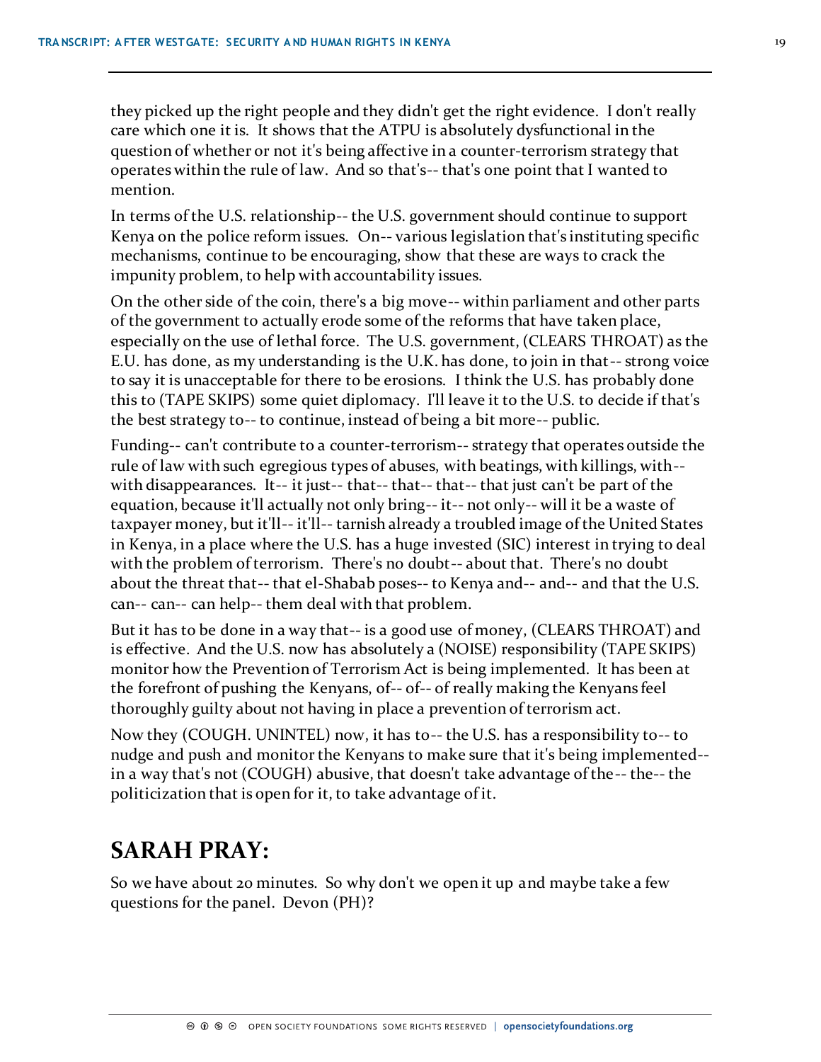they picked up the right people and they didn't get the right evidence. I don't really care which one it is. It shows that the ATPU is absolutely dysfunctional in the question of whether or not it's being affective in a counter-terrorism strategy that operates within the rule of law. And so that's-- that's one point that I wanted to mention.

In terms of the U.S. relationship-- the U.S. government should continue to support Kenya on the police reform issues. On-- various legislation that's instituting specific mechanisms, continue to be encouraging, show that these are ways to crack the impunity problem, to help with accountability issues.

On the other side of the coin, there's a big move-- within parliament and other parts of the government to actually erode some of the reforms that have taken place, especially on the use of lethal force. The U.S. government, (CLEARS THROAT) as the E.U. has done, as my understanding is the U.K. has done, to join in that-- strong voice to say it is unacceptable for there to be erosions. I think the U.S. has probably done this to (TAPE SKIPS) some quiet diplomacy. I'll leave it to the U.S. to decide if that's the best strategy to-- to continue, instead of being a bit more-- public.

Funding-- can't contribute to a counter-terrorism-- strategy that operates outside the rule of law with such egregious types of abuses, with beatings, with killings, with-- with disappearances. It-- it just-- that-- that-- that-- that just can't be part of the equation, because it'll actually not only bring-- it-- not only-- will it be a waste of taxpayer money, but it'll-- it'll-- tarnish already a troubled image of the United States in Kenya, in a place where the U.S. has a huge invested (SIC) interest in trying to deal with the problem of terrorism. There's no doubt-- about that. There's no doubt about the threat that-- that el-Shabab poses-- to Kenya and-- and-- and that the U.S. can-- can-- can help-- them deal with that problem.

But it has to be done in a way that-- is a good use of money, (CLEARS THROAT) and is effective. And the U.S. now has absolutely a (NOISE) responsibility (TAPE SKIPS) monitor how the Prevention of Terrorism Act is being implemented. It has been at the forefront of pushing the Kenyans, of-- of-- of really making the Kenyans feel thoroughly guilty about not having in place a prevention of terrorism act.

Now they (COUGH. UNINTEL) now, it has to-- the U.S. has a responsibility to-- to nudge and push and monitor the Kenyans to make sure that it's being implemented-- in a way that's not (COUGH) abusive, that doesn't take advantage of the-- the-- the politicization that is open for it, to take advantage of it.

## SARAH PRAY:

So we have about 20 minutes. So why don't we open it up and maybe take a few questions for the panel. Devon (PH)?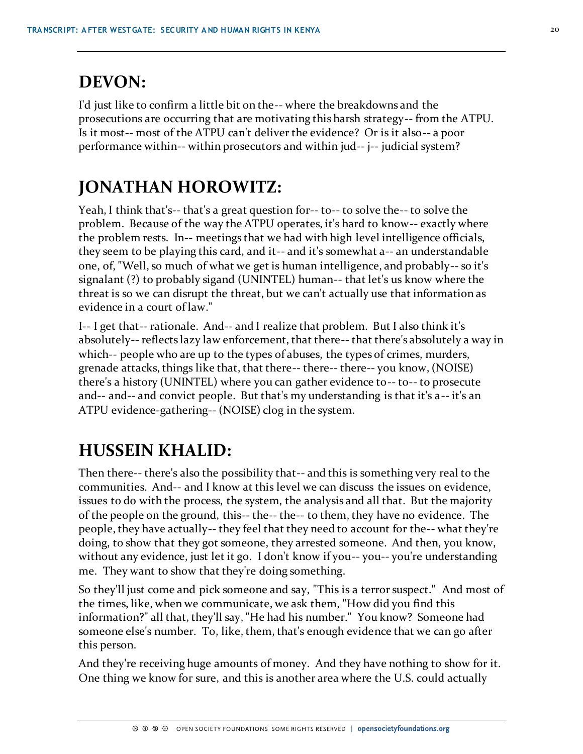## DEVON:

I'd just like to confirm a little bit on the-- where the breakdowns and the prosecutions are occurring that are motivating this harsh strategy-- from the ATPU. Is it most-- most of the ATPU can't deliver the evidence? Or is it also-- a poor performance within-- within prosecutors and within jud-- j-- judicial system?

## JONATHAN HOROWITZ:

Yeah, I think that's-- that's a great question for-- to-- to solve the-- to solve the problem. Because of the way the ATPU operates, it's hard to know-- exactly where the problem rests. In-- meetings that we had with high level intelligence officials, they seem to be playing this card, and it-- and it's somewhat a-- an understandable one, of, "Well, so much of what we get is human intelligence, and probably-- so it's signalant (?) to probably sigand (UNINTEL) human-- that let's us know where the threat is so we can disrupt the threat, but we can't actually use that information as evidence in a court of law."

I-- I get that-- rationale. And-- and I realize that problem. But I also think it's absolutely-- reflects lazy law enforcement, that there-- that there's absolutely a way in which-- people who are up to the types of abuses, the types of crimes, murders, grenade attacks, things like that, that there-- there-- there-- you know, (NOISE) there's a history (UNINTEL) where you can gather evidence to-- to-- to prosecute and-- and-- and convict people. But that's my understanding is that it's a-- it's an ATPU evidence-gathering-- (NOISE) clog in the system.

## HUSSEIN KHALID:

Then there-- there's also the possibility that-- and this is something very real to the communities. And-- and I know at this level we can discuss the issues on evidence, issues to do with the process, the system, the analysis and all that. But the majority of the people on the ground, this-- the-- the-- to them, they have no evidence. The people, they have actually-- they feel that they need to account for the-- what they're doing, to show that they got someone, they arrested someone. And then, you know, without any evidence, just let it go. I don't know if you-- you-- you're understanding me. They want to show that they're doing something.

So they'll just come and pick someone and say, "This is a terror suspect." And most of the times, like, when we communicate, we ask them, "How did you find this information?" all that, they'll say, "He had his number." You know? Someone had someone else's number. To, like, them, that's enough evidence that we can go after this person.

And they're receiving huge amounts of money. And they have nothing to show for it. One thing we know for sure, and this is another area where the U.S. could actually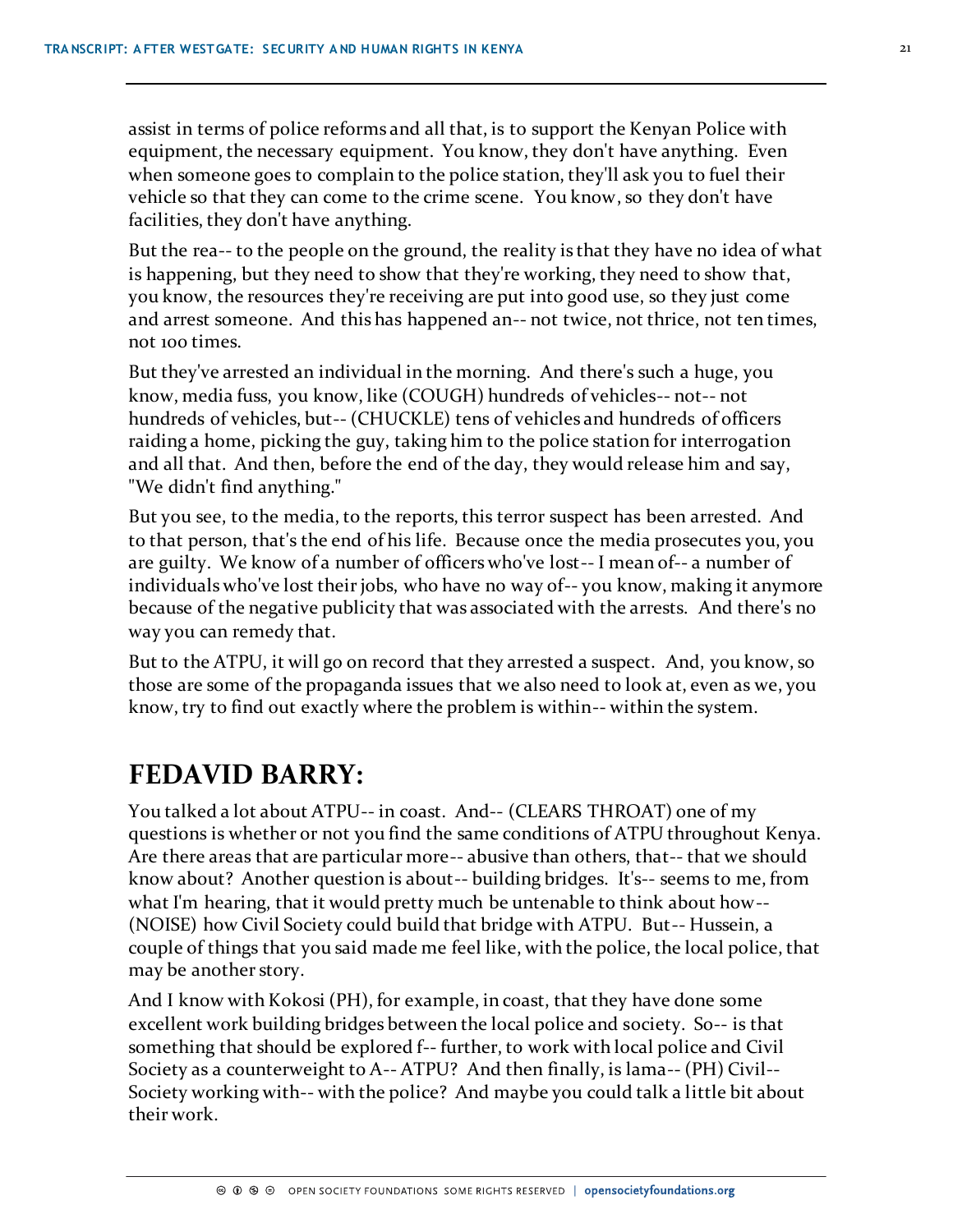assist in terms of police reforms and all that, is to support the Kenyan Police with equipment, the necessary equipment. You know, they don't have anything. Even when someone goes to complain to the police station, they'll ask you to fuel their vehicle so that they can come to the crime scene. You know, so they don't have facilities, they don't have anything.

But the rea-- to the people on the ground, the reality is that they have no idea of what is happening, but they need to show that they're working, they need to show that, you know, the resources they're receiving are put into good use, so they just come and arrest someone. And this has happened an-- not twice, not thrice, not ten times, not 100 times.

But they've arrested an individual in the morning. And there's such a huge, you know, media fuss, you know, like (COUGH) hundreds of vehicles-- not-- not hundreds of vehicles, but-- (CHUCKLE) tens of vehicles and hundreds of officers raiding a home, picking the guy, taking him to the police station for interrogation and all that. And then, before the end of the day, they would release him and say, "We didn't find anything."

But you see, to the media, to the reports, this terror suspect has been arrested. And to that person, that's the end of his life. Because once the media prosecutes you, you are guilty. We know of a number of officers who've lost-- I mean of-- a number of individuals who've lost their jobs, who have no way of-- you know, making it anymore because of the negative publicity that was associated with the arrests. And there's no way you can remedy that.

But to the ATPU, it will go on record that they arrested a suspect. And, you know, so those are some of the propaganda issues that we also need to look at, even as we, you know, try to find out exactly where the problem is within-- within the system.

## FEDAVID BARRY:

You talked a lot about ATPU-- in coast. And-- (CLEARS THROAT) one of my questions is whether or not you find the same conditions of ATPU throughout Kenya. Are there areas that are particular more-- abusive than others, that-- that we should know about? Another question is about-- building bridges. It's-- seems to me, from what I'm hearing, that it would pretty much be untenable to think about how-- (NOISE) how Civil Society could build that bridge with ATPU. But-- Hussein, a couple of things that you said made me feel like, with the police, the local police, that may be another story.

And I know with Kokosi (PH), for example, in coast, that they have done some excellent work building bridges between the local police and society. So-- is that something that should be explored f-- further, to work with local police and Civil Society as a counterweight to A-- ATPU? And then finally, is lama-- (PH) Civil-- Society working with-- with the police? And maybe you could talk a little bit about their work.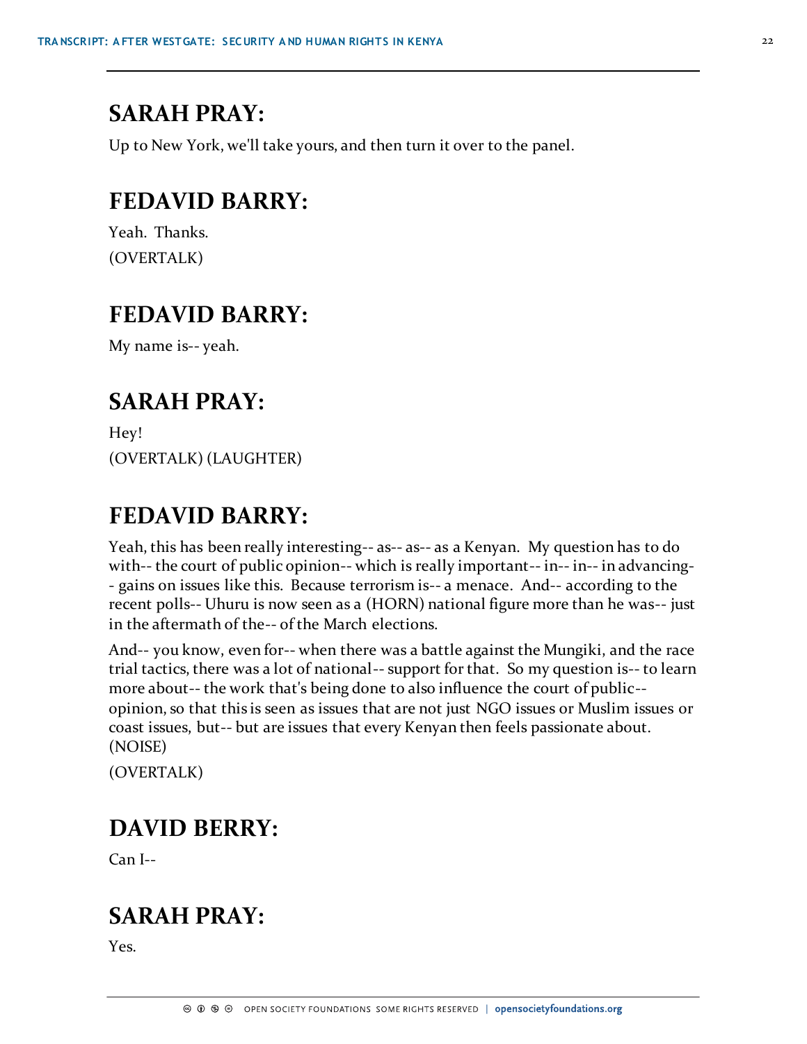## SARAH PRAY:

Up to New York, we'll take yours, and then turn it over to the panel.

## FEDAVID BARRY:

Yeah. Thanks.

(OVERTALK)

## FEDAVID BARRY:

My name is-- yeah.

## SARAH PRAY:

Hey!

(OVERTALK) (LAUGHTER)

## FEDAVID BARRY:

Yeah, this has been really interesting-- as-- as-- as a Kenyan. My question has to do with-- the court of public opinion-- which is really important-- in-- in-- in advancing-- gains on issues like this. Because terrorism is-- a menace. And-- according to the recent polls-- Uhuru is now seen as a (HORN) national figure more than he was-- just in the aftermath of the-- of the March elections.

And-- you know, even for-- when there was a battle against the Mungiki, and the race trial tactics, there was a lot of national-- support for that. So my question is-- to learn more about-- the work that's being done to also influence the court of public-- opinion, so that this is seen as issues that are not just NGO issues or Muslim issues or coast issues, but-- but are issues that every Kenyan then feels passionate about. (NOISE)

(OVERTALK)

## DAVID BERRY:

Can I--

## SARAH PRAY:

Yes.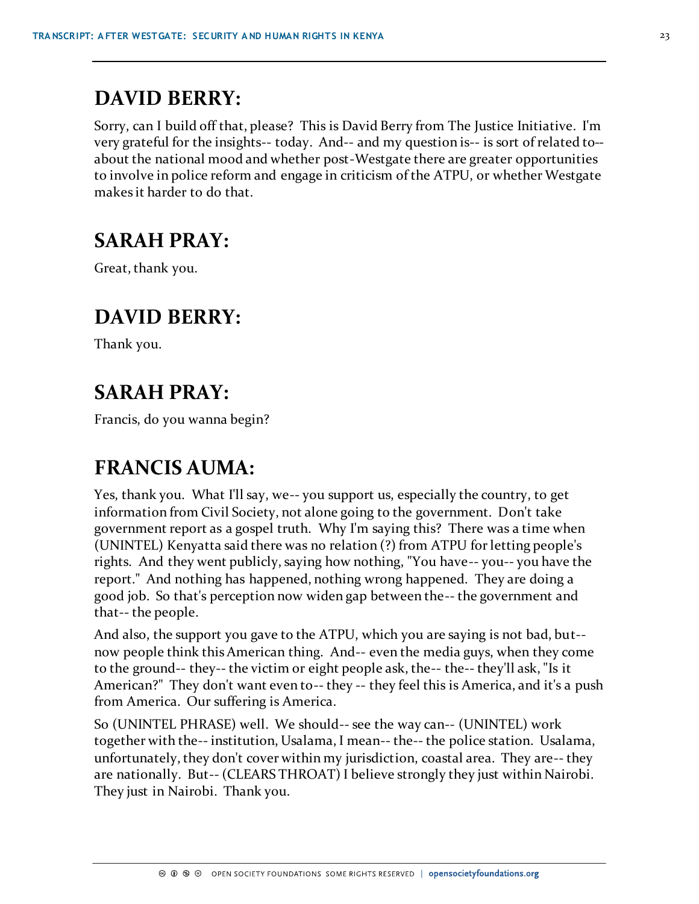## DAVID BERRY:

Sorry, can I build off that, please? This is David Berry from The Justice Initiative. I'm very grateful for the insights-- today. And-- and my question is-- is sort of related to-- about the national mood and whether post-Westgate there are greater opportunities to involve in police reform and engage in criticism of the ATPU, or whether Westgate makes it harder to do that.

## SARAH PRAY:

Great, thank you.

## DAVID BERRY:

Thank you.

## SARAH PRAY:

Francis, do you wanna begin?

## FRANCIS AUMA:

Yes, thank you. What I'll say, we-- you support us, especially the country, to get information from Civil Society, not alone going to the government. Don't take government report as a gospel truth. Why I'm saying this? There was a time when (UNINTEL) Kenyatta said there was no relation (?) from ATPU for letting people's rights. And they went publicly, saying how nothing, "You have-- you-- you have the report." And nothing has happened, nothing wrong happened. They are doing a good job. So that's perception now widen gap between the-- the government and that-- the people.

And also, the support you gave to the ATPU, which you are saying is not bad, but-- now people think this American thing. And-- even the media guys, when they come to the ground-- they-- the victim or eight people ask, the-- the-- they'll ask, "Is it American?" They don't want even to-- they -- they feel this is America, and it's a push from America. Our suffering is America.

So (UNINTEL PHRASE) well. We should-- see the way can-- (UNINTEL) work together with the-- institution, Usalama, I mean-- the-- the police station. Usalama, unfortunately, they don't cover within my jurisdiction, coastal area. They are-- they are nationally. But-- (CLEARS THROAT) I believe strongly they just within Nairobi. They just in Nairobi. Thank you.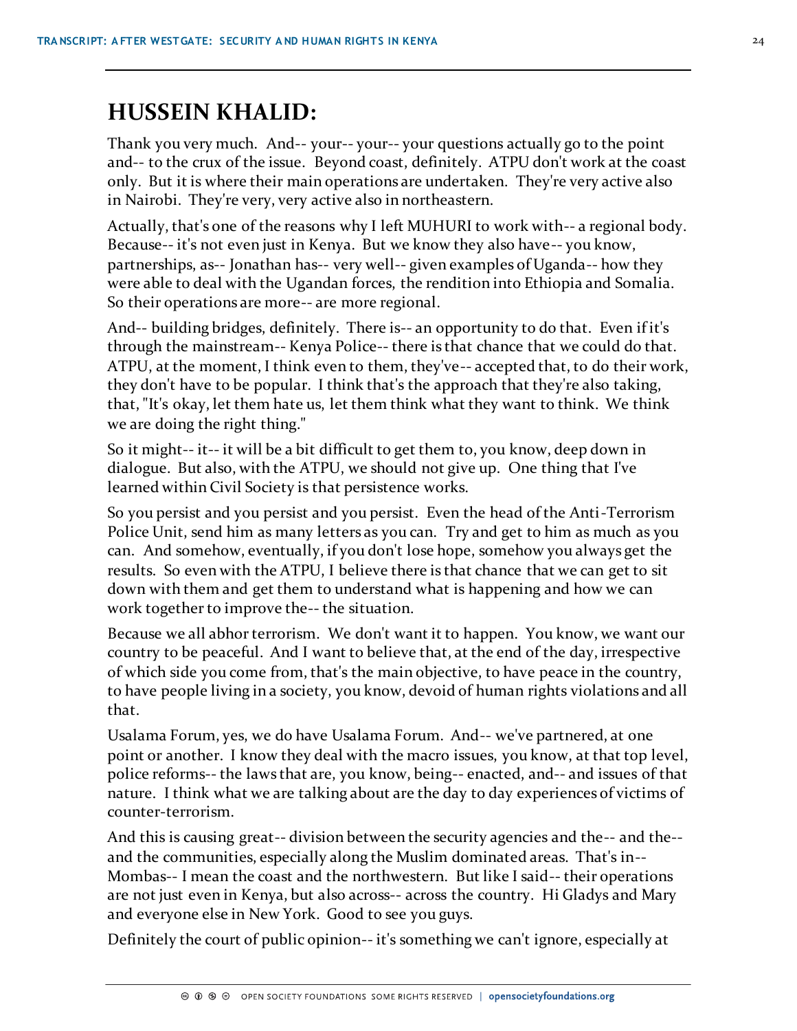## HUSSEIN KHALID:

Thank you very much. And-- your-- your-- your questions actually go to the point and-- to the crux of the issue. Beyond coast, definitely. ATPU don't work at the coast only. But it is where their main operations are undertaken. They're very active also in Nairobi. They're very, very active also in northeastern.

Actually, that's one of the reasons why I left MUHURI to work with-- a regional body. Because-- it's not even just in Kenya. But we know they also have-- you know, partnerships, as-- Jonathan has-- very well-- given examples of Uganda-- how they were able to deal with the Ugandan forces, the rendition into Ethiopia and Somalia. So their operations are more-- are more regional.

And-- building bridges, definitely. There is-- an opportunity to do that. Even if it's through the mainstream-- Kenya Police-- there is that chance that we could do that. ATPU, at the moment, I think even to them, they've-- accepted that, to do their work, they don't have to be popular. I think that's the approach that they're also taking, that, "It's okay, let them hate us, let them think what they want to think. We think we are doing the right thing."

So it might-- it-- it will be a bit difficult to get them to, you know, deep down in dialogue. But also, with the ATPU, we should not give up. One thing that I've learned within Civil Society is that persistence works.

So you persist and you persist and you persist. Even the head of the Anti-Terrorism Police Unit, send him as many letters as you can. Try and get to him as much as you can. And somehow, eventually, if you don't lose hope, somehow you always get the results. So even with the ATPU, I believe there is that chance that we can get to sit down with them and get them to understand what is happening and how we can work together to improve the-- the situation.

Because we all abhor terrorism. We don't want it to happen. You know, we want our country to be peaceful. And I want to believe that, at the end of the day, irrespective of which side you come from, that's the main objective, to have peace in the country, to have people living in a society, you know, devoid of human rights violations and all that.

Usalama Forum, yes, we do have Usalama Forum. And-- we've partnered, at one point or another. I know they deal with the macro issues, you know, at that top level, police reforms-- the laws that are, you know, being-- enacted, and-- and issues of that nature. I think what we are talking about are the day to day experiences of victims of counter-terrorism.

And this is causing great-- division between the security agencies and the-- and the-- and the communities, especially along the Muslim dominated areas. That's in-- Mombas-- I mean the coast and the northwestern. But like I said-- their operations are not just even in Kenya, but also across-- across the country. Hi Gladys and Mary and everyone else in New York. Good to see you guys.

Definitely the court of public opinion-- it's something we can't ignore, especially at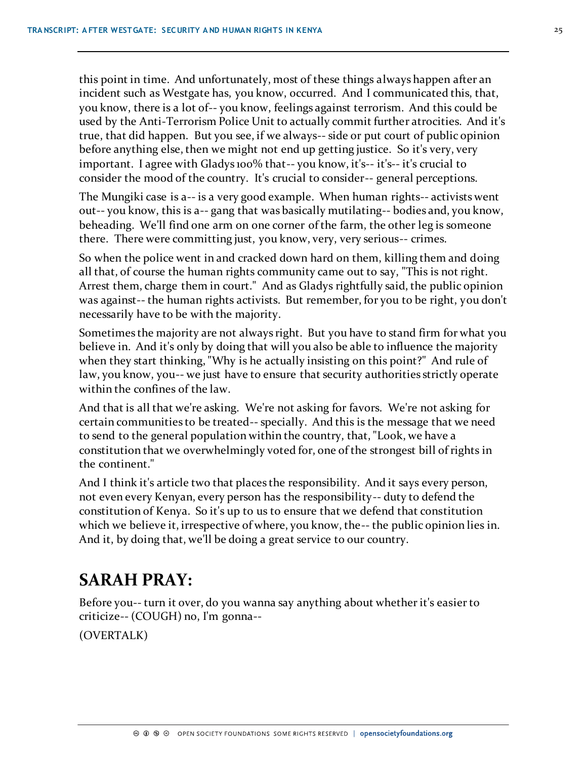this point in time. And unfortunately, most of these things always happen after an incident such as Westgate has, you know, occurred. And I communicated this, that, you know, there is a lot of-- you know, feelings against terrorism. And this could be used by the Anti-Terrorism Police Unit to actually commit further atrocities. And it's true, that did happen. But you see, if we always-- side or put court of public opinion before anything else, then we might not end up getting justice. So it's very, very important. I agree with Gladys 100% that-- you know, it's-- it's-- it's crucial to consider the mood of the country. It's crucial to consider-- general perceptions.

The Mungiki case is a-- is a very good example. When human rights-- activists went out-- you know, this is a-- gang that was basically mutilating-- bodies and, you know, beheading. We'll find one arm on one corner of the farm, the other leg is someone there. There were committing just, you know, very, very serious-- crimes.

So when the police went in and cracked down hard on them, killing them and doing all that, of course the human rights community came out to say, "This is not right. Arrest them, charge them in court." And as Gladys rightfully said, the public opinion was against-- the human rights activists. But remember, for you to be right, you don't necessarily have to be with the majority.

Sometimes the majority are not always right. But you have to stand firm for what you believe in. And it's only by doing that will you also be able to influence the majority when they start thinking, "Why is he actually insisting on this point?" And rule of law, you know, you-- we just have to ensure that security authorities strictly operate within the confines of the law.

And that is all that we're asking. We're not asking for favors. We're not asking for certain communities to be treated-- specially. And this is the message that we need to send to the general population within the country, that, "Look, we have a constitution that we overwhelmingly voted for, one of the strongest bill of rights in the continent."

And I think it's article two that places the responsibility. And it says every person, not even every Kenyan, every person has the responsibility-- duty to defend the constitution of Kenya. So it's up to us to ensure that we defend that constitution which we believe it, irrespective of where, you know, the-- the public opinion lies in. And it, by doing that, we'll be doing a great service to our country.

## SARAH PRAY:

Before you-- turn it over, do you wanna say anything about whether it's easier to criticize-- (COUGH) no, I'm gonna--

(OVERTALK)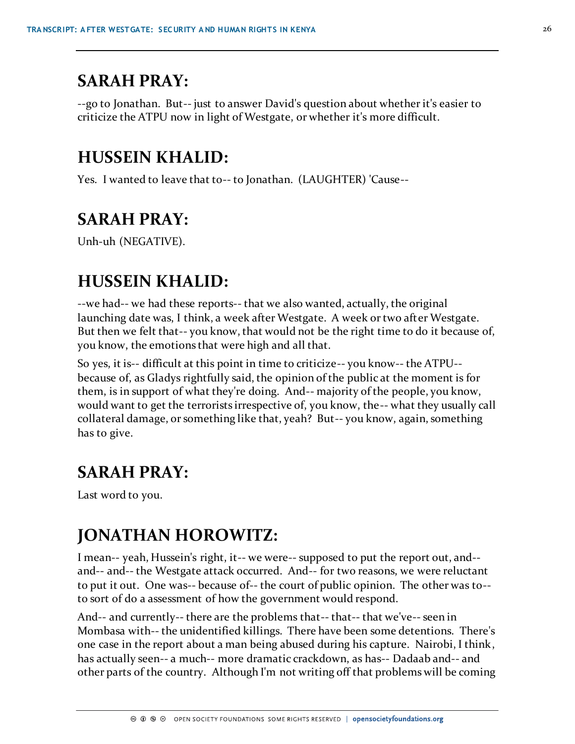## SARAH PRAY:

--go to Jonathan. But-- just to answer David's question about whether it's easier to criticize the ATPU now in light of Westgate, or whether it's more difficult.

## HUSSEIN KHALID:

Yes. I wanted to leave that to-- to Jonathan. (LAUGHTER) 'Cause--

## SARAH PRAY:

Unh-uh (NEGATIVE).

## HUSSEIN KHALID:

--we had-- we had these reports-- that we also wanted, actually, the original launching date was, I think, a week after Westgate. A week or two after Westgate. But then we felt that-- you know, that would not be the right time to do it because of, you know, the emotions that were high and all that.

So yes, it is-- difficult at this point in time to criticize-- you know-- the ATPU-- because of, as Gladys rightfully said, the opinion of the public at the moment is for them, is in support of what they're doing. And-- majority of the people, you know, would want to get the terrorists irrespective of, you know, the-- what they usually call collateral damage, or something like that, yeah? But-- you know, again, something has to give.

## SARAH PRAY:

Last word to you.

## JONATHAN HOROWITZ:

I mean-- yeah, Hussein's right, it-- we were-- supposed to put the report out, and-- and-- and-- the Westgate attack occurred. And-- for two reasons, we were reluctant to put it out. One was-- because of-- the court of public opinion. The other was to-- to sort of do a assessment of how the government would respond.

And-- and currently-- there are the problems that-- that-- that we've-- seen in Mombasa with-- the unidentified killings. There have been some detentions. There's one case in the report about a man being abused during his capture. Nairobi, I think, has actually seen-- a much-- more dramatic crackdown, as has-- Dadaab and-- and other parts of the country. Although I'm not writing off that problems will be coming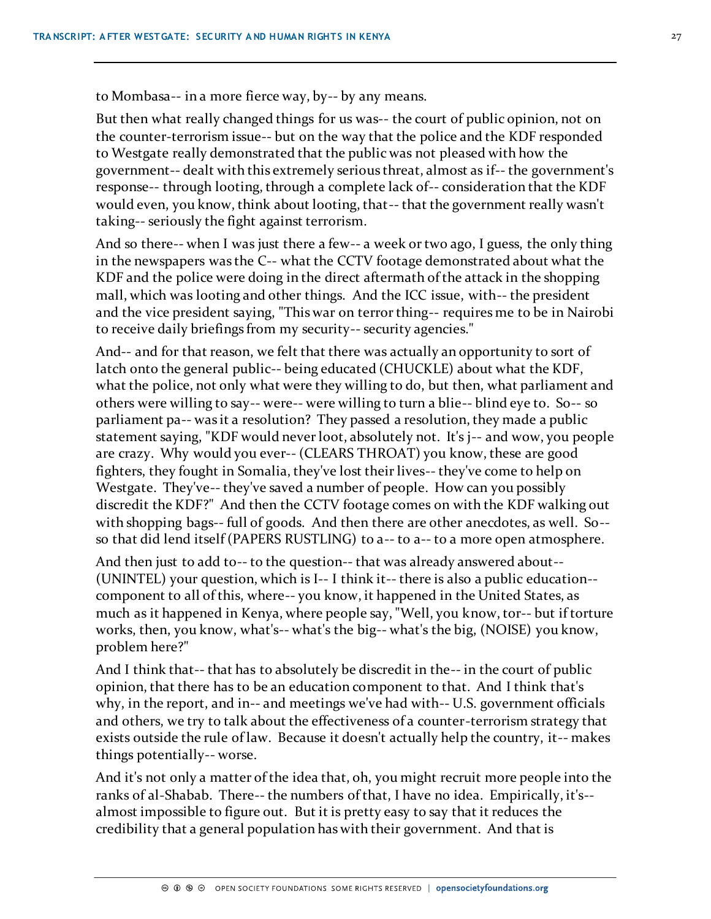to Mombasa-- in a more fierce way, by-- by any means.

But then what really changed things for us was-- the court of public opinion, not on the counter-terrorism issue-- but on the way that the police and the KDF responded to Westgate really demonstrated that the public was not pleased with how the government-- dealt with this extremely serious threat, almost as if-- the government's response-- through looting, through a complete lack of-- consideration that the KDF would even, you know, think about looting, that-- that the government really wasn't taking-- seriously the fight against terrorism.

And so there-- when I was just there a few-- a week or two ago, I guess, the only thing in the newspapers was the C-- what the CCTV footage demonstrated about what the KDF and the police were doing in the direct aftermath of the attack in the shopping mall, which was looting and other things. And the ICC issue, with-- the president and the vice president saying, "This war on terror thing-- requires me to be in Nairobi to receive daily briefings from my security-- security agencies."

And-- and for that reason, we felt that there was actually an opportunity to sort of latch onto the general public-- being educated (CHUCKLE) about what the KDF, what the police, not only what were they willing to do, but then, what parliament and others were willing to say-- were-- were willing to turn a blie-- blind eye to. So-- so parliament pa-- was it a resolution? They passed a resolution, they made a public statement saying, "KDF would never loot, absolutely not. It's j-- and wow, you people are crazy. Why would you ever-- (CLEARS THROAT) you know, these are good fighters, they fought in Somalia, they've lost their lives-- they've come to help on Westgate. They've-- they've saved a number of people. How can you possibly discredit the KDF?" And then the CCTV footage comes on with the KDF walking out with shopping bags-- full of goods. And then there are other anecdotes, as well. So-- so that did lend itself (PAPERS RUSTLING) to a-- to a-- to a more open atmosphere.

And then just to add to-- to the question-- that was already answered about-- (UNINTEL) your question, which is I-- I think it-- there is also a public education-- component to all of this, where-- you know, it happened in the United States, as much as it happened in Kenya, where people say, "Well, you know, tor-- but if torture works, then, you know, what's-- what's the big-- what's the big, (NOISE) you know, problem here?"

And I think that-- that has to absolutely be discredit in the-- in the court of public opinion, that there has to be an education component to that. And I think that's why, in the report, and in-- and meetings we've had with-- U.S. government officials and others, we try to talk about the effectiveness of a counter-terrorism strategy that exists outside the rule of law. Because it doesn't actually help the country, it-- makes things potentially-- worse.

And it's not only a matter of the idea that, oh, you might recruit more people into the ranks of al-Shabab. There-- the numbers of that, I have no idea. Empirically, it's-- almost impossible to figure out. But it is pretty easy to say that it reduces the credibility that a general population has with their government. And that is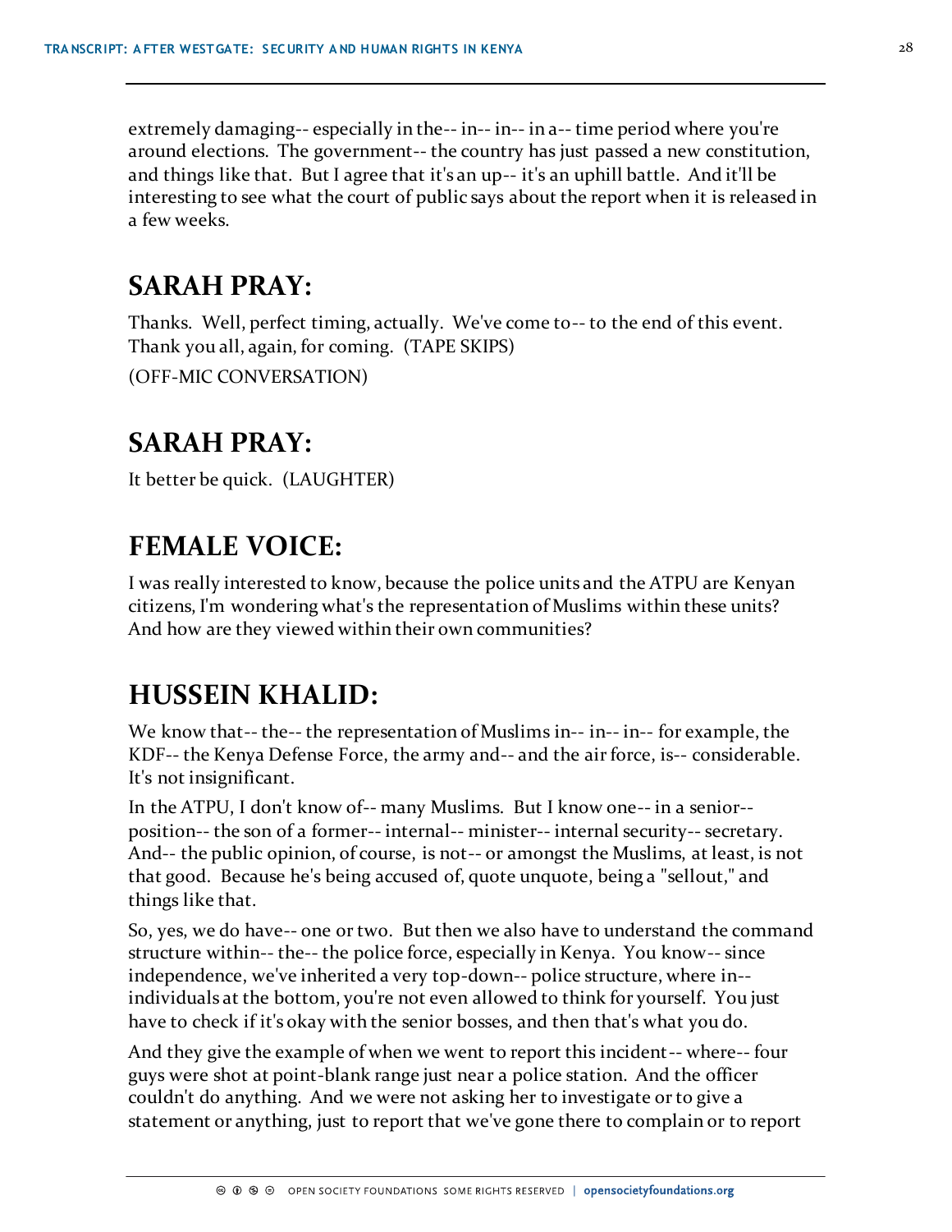extremely damaging-- especially in the-- in-- in-- in a-- time period where you're around elections. The government-- the country has just passed a new constitution, and things like that. But I agree that it's an up-- it's an uphill battle. And it'll be interesting to see what the court of public says about the report when it is released in a few weeks.

## SARAH PRAY:

Thanks. Well, perfect timing, actually. We've come to-- to the end of this event. Thank you all, again, for coming. (TAPE SKIPS)

(OFF-MIC CONVERSATION)

## SARAH PRAY:

It better be quick. (LAUGHTER)

## FEMALE VOICE:

I was really interested to know, because the police units and the ATPU are Kenyan citizens, I'm wondering what's the representation of Muslims within these units? And how are they viewed within their own communities?

## HUSSEIN KHALID:

We know that-- the-- the representation of Muslims in-- in-- in-- for example, the KDF-- the Kenya Defense Force, the army and-- and the air force, is-- considerable. It's not insignificant.

In the ATPU, I don't know of-- many Muslims. But I know one-- in a senior-- position-- the son of a former-- internal-- minister-- internal security-- secretary. And-- the public opinion, of course, is not-- or amongst the Muslims, at least, is not that good. Because he's being accused of, quote unquote, being a "sellout," and things like that.

So, yes, we do have-- one or two. But then we also have to understand the command structure within-- the-- the police force, especially in Kenya. You know-- since independence, we've inherited a very top-down-- police structure, where in-- individuals at the bottom, you're not even allowed to think for yourself. You just have to check if it's okay with the senior bosses, and then that's what you do.

And they give the example of when we went to report this incident-- where-- four guys were shot at point-blank range just near a police station. And the officer couldn't do anything. And we were not asking her to investigate or to give a statement or anything, just to report that we've gone there to complain or to report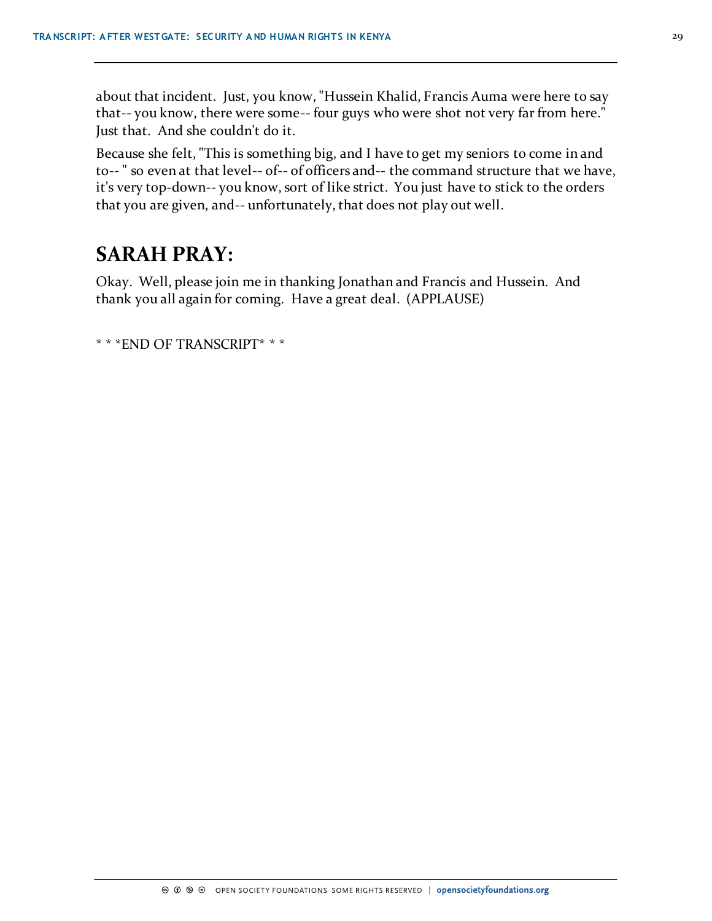about that incident. Just, you know, "Hussein Khalid, Francis Auma were here to say that-- you know, there were some-- four guys who were shot not very far from here." Just that. And she couldn't do it.

Because she felt, "This is something big, and I have to get my seniors to come in and to-- " so even at that level-- of-- of officers and-- the command structure that we have, it's very top-down-- you know, sort of like strict. You just have to stick to the orders that you are given, and-- unfortunately, that does not play out well.

## SARAH PRAY:

Okay. Well, please join me in thanking Jonathan and Francis and Hussein. And thank you all again for coming. Have a great deal. (APPLAUSE)

* * *END OF TRANSCRIPT* * *